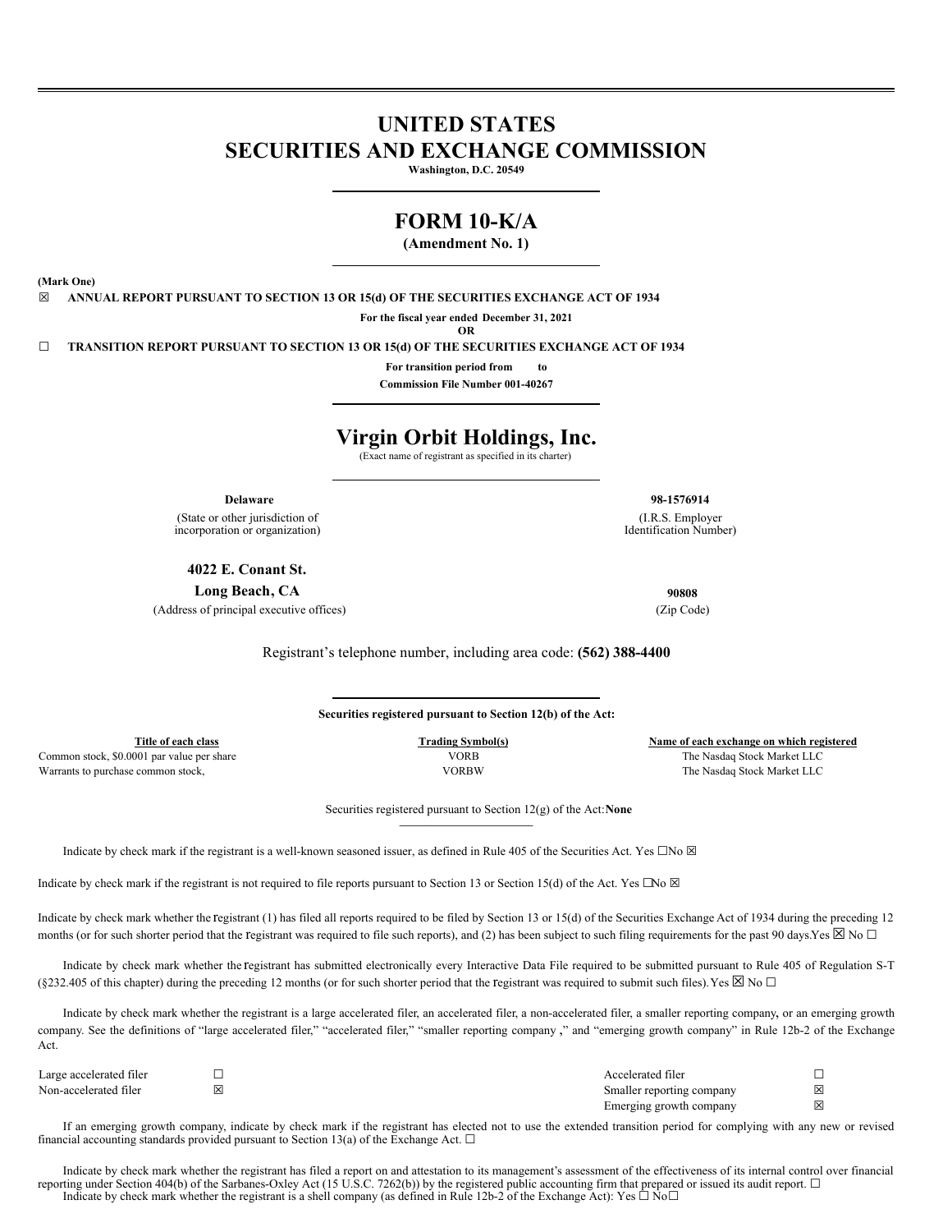# UNITED STATES
# SECURITIES AND EXCHANGE COMMISSION

**Washington, D.C. 20549**

## FORM 10-K/A

**(Amendment No. 1)**

**(Mark One)**

☒ **ANNUAL REPORT PURSUANT TO SECTION 13 OR 15(d) OF THE SECURITIES EXCHANGE ACT OF 1934**

**For the fiscal year ended December 31, 2021**

**OR**

☐ **TRANSITION REPORT PURSUANT TO SECTION 13 OR 15(d) OF THE SECURITIES EXCHANGE ACT OF 1934**

**For transition period from to**

**Commission File Number 001-40267**

## Virgin Orbit Holdings, Inc.

(Exact name of registrant as specified in its charter)

| | |
|---|---|
| **Delaware** | **98-1576914** |
| (State or other jurisdiction of incorporation or organization) | (I.R.S. Employer Identification Number) |
| **4022 E. Conant St.** | |
| **Long Beach, CA** | **90808** |
| (Address of principal executive offices) | (Zip Code) |

Registrant's telephone number, including area code: **(562) 388-4400**

**Securities registered pursuant to Section 12(b) of the Act:**

| Title of each class | Trading Symbol(s) | Name of each exchange on which registered |
|---|---|---|
| Common stock, $0.0001 par value per share | VORB | The Nasdaq Stock Market LLC |
| Warrants to purchase common stock, | VORBW | The Nasdaq Stock Market LLC |

Securities registered pursuant to Section 12(g) of the Act: **None**

Indicate by check mark if the registrant is a well-known seasoned issuer, as defined in Rule 405 of the Securities Act. Yes ☐ No ☒

Indicate by check mark if the registrant is not required to file reports pursuant to Section 13 or Section 15(d) of the Act. Yes ☐ No ☒

Indicate by check mark whether the registrant (1) has filed all reports required to be filed by Section 13 or 15(d) of the Securities Exchange Act of 1934 during the preceding 12 months (or for such shorter period that the registrant was required to file such reports), and (2) has been subject to such filing requirements for the past 90 days. Yes ☒ No ☐

Indicate by check mark whether the registrant has submitted electronically every Interactive Data File required to be submitted pursuant to Rule 405 of Regulation S-T (§232.405 of this chapter) during the preceding 12 months (or for such shorter period that the registrant was required to submit such files). Yes ☒ No ☐

Indicate by check mark whether the registrant is a large accelerated filer, an accelerated filer, a non-accelerated filer, a smaller reporting company, or an emerging growth company. See the definitions of "large accelerated filer," "accelerated filer," "smaller reporting company," and "emerging growth company" in Rule 12b-2 of the Exchange Act.

| | | | |
|---|---|---|---|
| Large accelerated filer | ☐ | Accelerated filer | ☐ |
| Non-accelerated filer | ☒ | Smaller reporting company | ☒ |
| | | Emerging growth company | ☒ |

If an emerging growth company, indicate by check mark if the registrant has elected not to use the extended transition period for complying with any new or revised financial accounting standards provided pursuant to Section 13(a) of the Exchange Act. ☐

Indicate by check mark whether the registrant has filed a report on and attestation to its management's assessment of the effectiveness of its internal control over financial reporting under Section 404(b) of the Sarbanes-Oxley Act (15 U.S.C. 7262(b)) by the registered public accounting firm that prepared or issued its audit report. ☐

Indicate by check mark whether the registrant is a shell company (as defined in Rule 12b-2 of the Exchange Act): Yes ☐ No ☐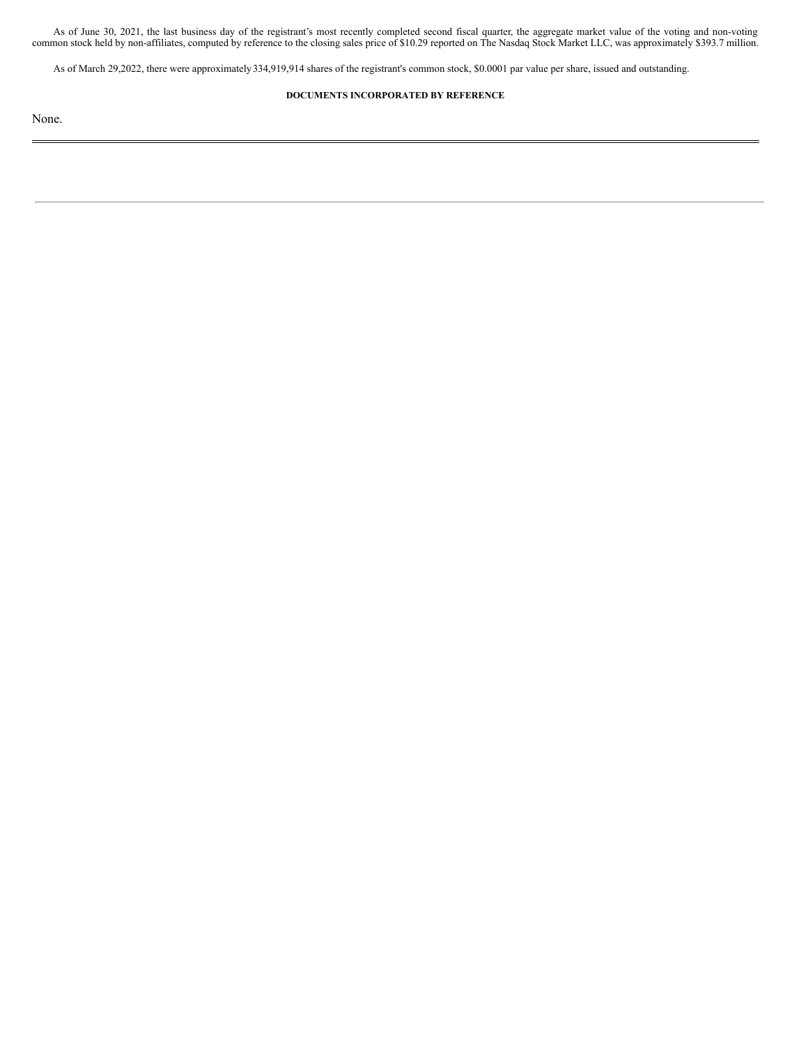As of June 30, 2021, the last business day of the registrant's most recently completed second fiscal quarter, the aggregate market value of the voting and non-voting common stock held by non-affiliates, computed by reference to the closing sales price of $10.29 reported on The Nasdaq Stock Market LLC, was approximately $393.7 million.

As of March 29,2022, there were approximately 334,919,914 shares of the registrant's common stock, $0.0001 par value per share, issued and outstanding.

**DOCUMENTS INCORPORATED BY REFERENCE**

None.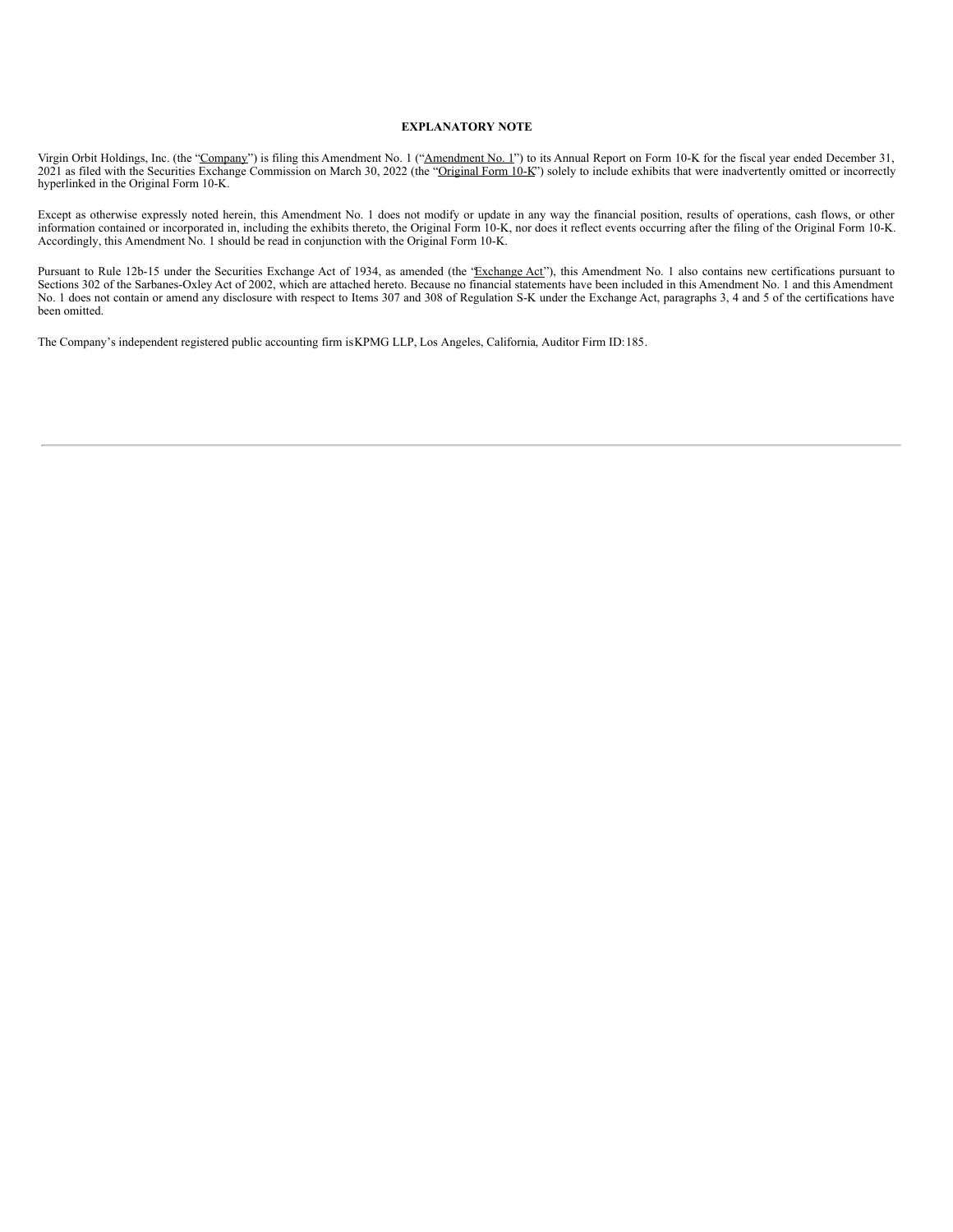**EXPLANATORY NOTE**

Virgin Orbit Holdings, Inc. (the "Company") is filing this Amendment No. 1 ("Amendment No. 1") to its Annual Report on Form 10-K for the fiscal year ended December 31, 2021 as filed with the Securities Exchange Commission on March 30, 2022 (the "Original Form 10-K") solely to include exhibits that were inadvertently omitted or incorrectly hyperlinked in the Original Form 10-K.

Except as otherwise expressly noted herein, this Amendment No. 1 does not modify or update in any way the financial position, results of operations, cash flows, or other information contained or incorporated in, including the exhibits thereto, the Original Form 10-K, nor does it reflect events occurring after the filing of the Original Form 10-K. Accordingly, this Amendment No. 1 should be read in conjunction with the Original Form 10-K.

Pursuant to Rule 12b-15 under the Securities Exchange Act of 1934, as amended (the "Exchange Act"), this Amendment No. 1 also contains new certifications pursuant to Sections 302 of the Sarbanes-Oxley Act of 2002, which are attached hereto. Because no financial statements have been included in this Amendment No. 1 and this Amendment No. 1 does not contain or amend any disclosure with respect to Items 307 and 308 of Regulation S-K under the Exchange Act, paragraphs 3, 4 and 5 of the certifications have been omitted.

The Company's independent registered public accounting firm is KPMG LLP, Los Angeles, California, Auditor Firm ID: 185.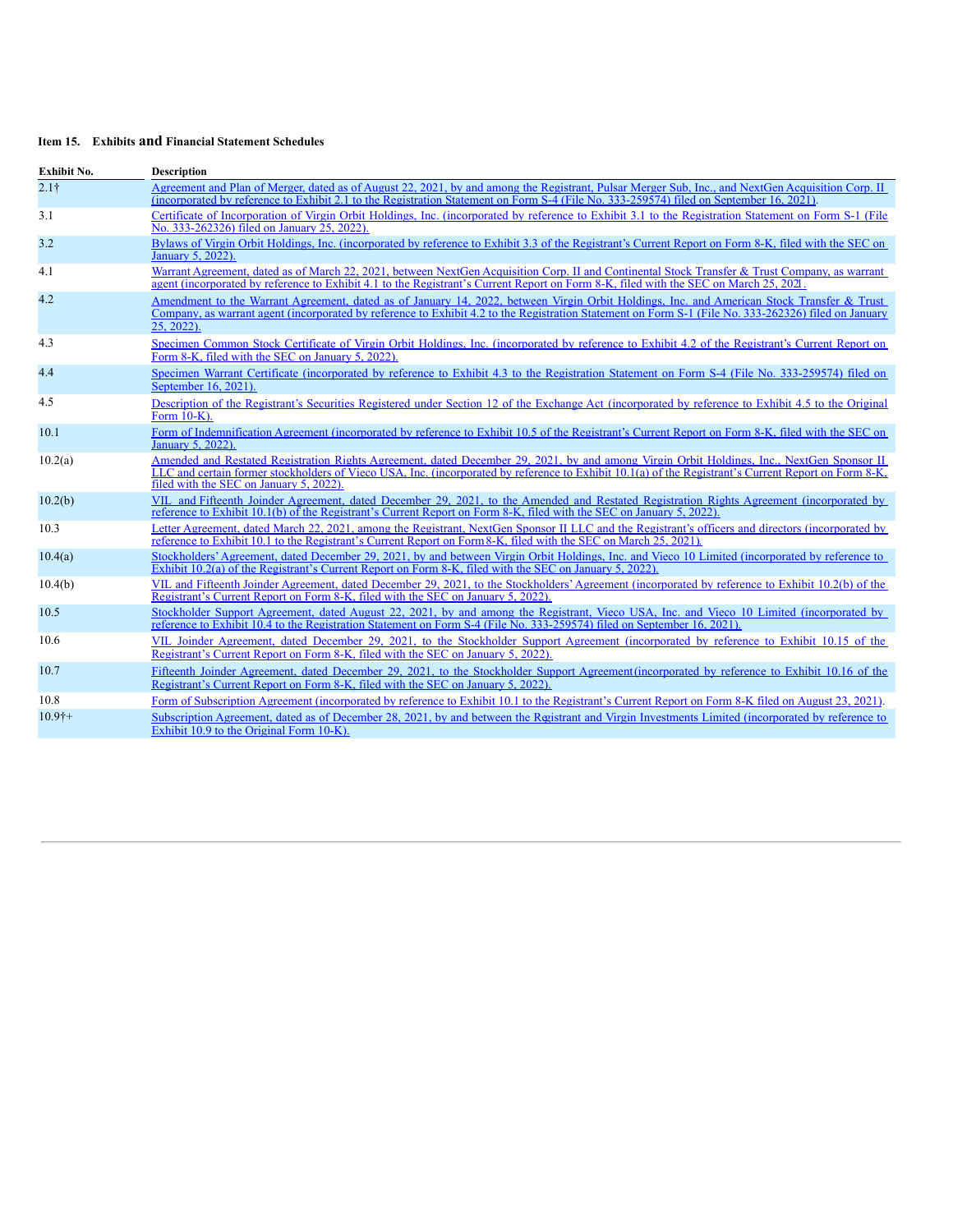### Item 15. Exhibits and Financial Statement Schedules

| Exhibit No. | Description |
|---|---|
| 2.1† | Agreement and Plan of Merger, dated as of August 22, 2021, by and among the Registrant, Pulsar Merger Sub, Inc., and NextGen Acquisition Corp. II (incorporated by reference to Exhibit 2.1 to the Registration Statement on Form S-4 (File No. 333-259574) filed on September 16, 2021). |
| 3.1 | Certificate of Incorporation of Virgin Orbit Holdings, Inc. (incorporated by reference to Exhibit 3.1 to the Registration Statement on Form S-1 (File No. 333-262326) filed on January 25, 2022). |
| 3.2 | Bylaws of Virgin Orbit Holdings, Inc. (incorporated by reference to Exhibit 3.3 of the Registrant's Current Report on Form 8-K, filed with the SEC on January 5, 2022). |
| 4.1 | Warrant Agreement, dated as of March 22, 2021, between NextGen Acquisition Corp. II and Continental Stock Transfer & Trust Company, as warrant agent (incorporated by reference to Exhibit 4.1 to the Registrant's Current Report on Form 8-K, filed with the SEC on March 25, 2021. |
| 4.2 | Amendment to the Warrant Agreement, dated as of January 14, 2022, between Virgin Orbit Holdings, Inc. and American Stock Transfer & Trust Company, as warrant agent (incorporated by reference to Exhibit 4.2 to the Registration Statement on Form S-1 (File No. 333-262326) filed on January 25, 2022). |
| 4.3 | Specimen Common Stock Certificate of Virgin Orbit Holdings, Inc. (incorporated by reference to Exhibit 4.2 of the Registrant's Current Report on Form 8-K, filed with the SEC on January 5, 2022). |
| 4.4 | Specimen Warrant Certificate (incorporated by reference to Exhibit 4.3 to the Registration Statement on Form S-4 (File No. 333-259574) filed on September 16, 2021). |
| 4.5 | Description of the Registrant's Securities Registered under Section 12 of the Exchange Act (incorporated by reference to Exhibit 4.5 to the Original Form 10-K). |
| 10.1 | Form of Indemnification Agreement (incorporated by reference to Exhibit 10.5 of the Registrant's Current Report on Form 8-K, filed with the SEC on January 5, 2022). |
| 10.2(a) | Amended and Restated Registration Rights Agreement, dated December 29, 2021, by and among Virgin Orbit Holdings, Inc., NextGen Sponsor II LLC and certain former stockholders of Vieco USA, Inc. (incorporated by reference to Exhibit 10.1(a) of the Registrant's Current Report on Form 8-K, filed with the SEC on January 5, 2022). |
| 10.2(b) | VIL and Fifteenth Joinder Agreement, dated December 29, 2021, to the Amended and Restated Registration Rights Agreement (incorporated by reference to Exhibit 10.1(b) of the Registrant's Current Report on Form 8-K, filed with the SEC on January 5, 2022). |
| 10.3 | Letter Agreement, dated March 22, 2021, among the Registrant, NextGen Sponsor II LLC and the Registrant's officers and directors (incorporated by reference to Exhibit 10.1 to the Registrant's Current Report on Form 8-K, filed with the SEC on March 25, 2021). |
| 10.4(a) | Stockholders' Agreement, dated December 29, 2021, by and between Virgin Orbit Holdings, Inc. and Vieco 10 Limited (incorporated by reference to Exhibit 10.2(a) of the Registrant's Current Report on Form 8-K, filed with the SEC on January 5, 2022). |
| 10.4(b) | VIL and Fifteenth Joinder Agreement, dated December 29, 2021, to the Stockholders' Agreement (incorporated by reference to Exhibit 10.2(b) of the Registrant's Current Report on Form 8-K, filed with the SEC on January 5, 2022). |
| 10.5 | Stockholder Support Agreement, dated August 22, 2021, by and among the Registrant, Vieco USA, Inc. and Vieco 10 Limited (incorporated by reference to Exhibit 10.4 to the Registration Statement on Form S-4 (File No. 333-259574) filed on September 16, 2021). |
| 10.6 | VIL Joinder Agreement, dated December 29, 2021, to the Stockholder Support Agreement (incorporated by reference to Exhibit 10.15 of the Registrant's Current Report on Form 8-K, filed with the SEC on January 5, 2022). |
| 10.7 | Fifteenth Joinder Agreement, dated December 29, 2021, to the Stockholder Support Agreement(incorporated by reference to Exhibit 10.16 of the Registrant's Current Report on Form 8-K, filed with the SEC on January 5, 2022). |
| 10.8 | Form of Subscription Agreement (incorporated by reference to Exhibit 10.1 to the Registrant's Current Report on Form 8-K filed on August 23, 2021). |
| 10.9†+ | Subscription Agreement, dated as of December 28, 2021, by and between the Registrant and Virgin Investments Limited (incorporated by reference to Exhibit 10.9 to the Original Form 10-K). |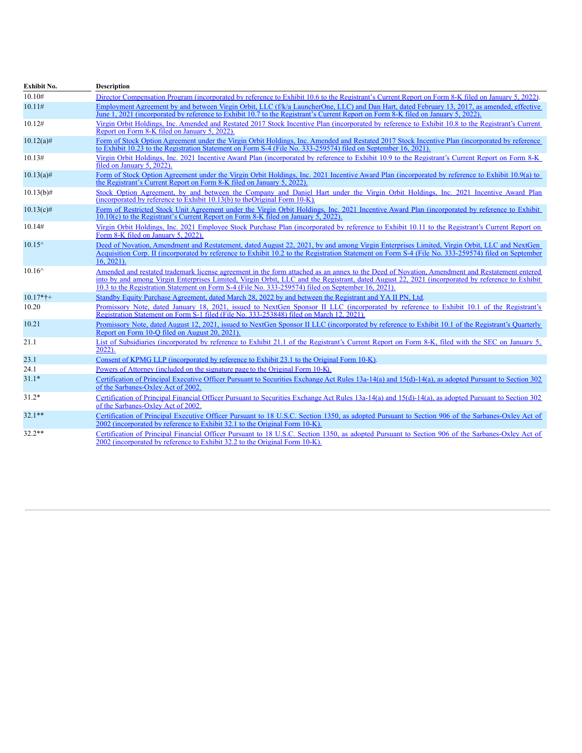| Exhibit No. | Description |
| --- | --- |
| 10.10# | Director Compensation Program (incorporated by reference to Exhibit 10.6 to the Registrant's Current Report on Form 8-K filed on January 5, 2022). |
| 10.11# | Employment Agreement by and between Virgin Orbit, LLC (f/k/a LauncherOne, LLC) and Dan Hart, dated February 13, 2017, as amended, effective June 1, 2021 (incorporated by reference to Exhibit 10.7 to the Registrant's Current Report on Form 8-K filed on January 5, 2022). |
| 10.12# | Virgin Orbit Holdings, Inc. Amended and Restated 2017 Stock Incentive Plan (incorporated by reference to Exhibit 10.8 to the Registrant's Current Report on Form 8-K filed on January 5, 2022). |
| 10.12(a)# | Form of Stock Option Agreement under the Virgin Orbit Holdings, Inc. Amended and Restated 2017 Stock Incentive Plan (incorporated by reference to Exhibit 10.23 to the Registration Statement on Form S-4 (File No. 333-259574) filed on September 16, 2021). |
| 10.13# | Virgin Orbit Holdings, Inc. 2021 Incentive Award Plan (incorporated by reference to Exhibit 10.9 to the Registrant's Current Report on Form 8-K filed on January 5, 2022). |
| 10.13(a)# | Form of Stock Option Agreement under the Virgin Orbit Holdings, Inc. 2021 Incentive Award Plan (incorporated by reference to Exhibit 10.9(a) to the Registrant's Current Report on Form 8-K filed on January 5, 2022). |
| 10.13(b)# | Stock Option Agreement, by and between the Company and Daniel Hart under the Virgin Orbit Holdings, Inc. 2021 Incentive Award Plan (incorporated by reference to Exhibit 10.13(b) to the Original Form 10-K). |
| 10.13(c)# | Form of Restricted Stock Unit Agreement under the Virgin Orbit Holdings, Inc. 2021 Incentive Award Plan (incorporated by reference to Exhibit 10.10(c) to the Registrant's Current Report on Form 8-K filed on January 5, 2022). |
| 10.14# | Virgin Orbit Holdings, Inc. 2021 Employee Stock Purchase Plan (incorporated by reference to Exhibit 10.11 to the Registrant's Current Report on Form 8-K filed on January 5, 2022). |
| 10.15^ | Deed of Novation, Amendment and Restatement, dated August 22, 2021, by and among Virgin Enterprises Limited, Virgin Orbit, LLC and NextGen Acquisition Corp. II (incorporated by reference to Exhibit 10.2 to the Registration Statement on Form S-4 (File No. 333-259574) filed on September 16, 2021). |
| 10.16^ | Amended and restated trademark license agreement in the form attached as an annex to the Deed of Novation, Amendment and Restatement entered into by and among Virgin Enterprises Limited, Virgin Orbit, LLC and the Registrant, dated August 22, 2021 (incorporated by reference to Exhibit 10.3 to the Registration Statement on Form S-4 (File No. 333-259574) filed on September 16, 2021). |
| 10.17*†+ | Standby Equity Purchase Agreement, dated March 28, 2022 by and between the Registrant and YA II PN, Ltd. |
| 10.20 | Promissory Note, dated January 18, 2021, issued to NextGen Sponsor II LLC (incorporated by reference to Exhibit 10.1 of the Registrant's Registration Statement on Form S-1 filed (File No. 333-253848) filed on March 12, 2021). |
| 10.21 | Promissory Note, dated August 12, 2021, issued to NextGen Sponsor II LLC (incorporated by reference to Exhibit 10.1 of the Registrant's Quarterly Report on Form 10-Q filed on August 20, 2021). |
| 21.1 | List of Subsidiaries (incorporated by reference to Exhibit 21.1 of the Registrant's Current Report on Form 8-K, filed with the SEC on January 5, 2022). |
| 23.1 | Consent of KPMG LLP (incorporated by reference to Exhibit 23.1 to the Original Form 10-K). |
| 24.1 | Powers of Attorney (included on the signature page to the Original Form 10-K). |
| 31.1* | Certification of Principal Executive Officer Pursuant to Securities Exchange Act Rules 13a-14(a) and 15(d)-14(a), as adopted Pursuant to Section 302 of the Sarbanes-Oxley Act of 2002. |
| 31.2* | Certification of Principal Financial Officer Pursuant to Securities Exchange Act Rules 13a-14(a) and 15(d)-14(a), as adopted Pursuant to Section 302 of the Sarbanes-Oxley Act of 2002. |
| 32.1** | Certification of Principal Executive Officer Pursuant to 18 U.S.C. Section 1350, as adopted Pursuant to Section 906 of the Sarbanes-Oxley Act of 2002 (incorporated by reference to Exhibit 32.1 to the Original Form 10-K). |
| 32.2** | Certification of Principal Financial Officer Pursuant to 18 U.S.C. Section 1350, as adopted Pursuant to Section 906 of the Sarbanes-Oxley Act of 2002 (incorporated by reference to Exhibit 32.2 to the Original Form 10-K). |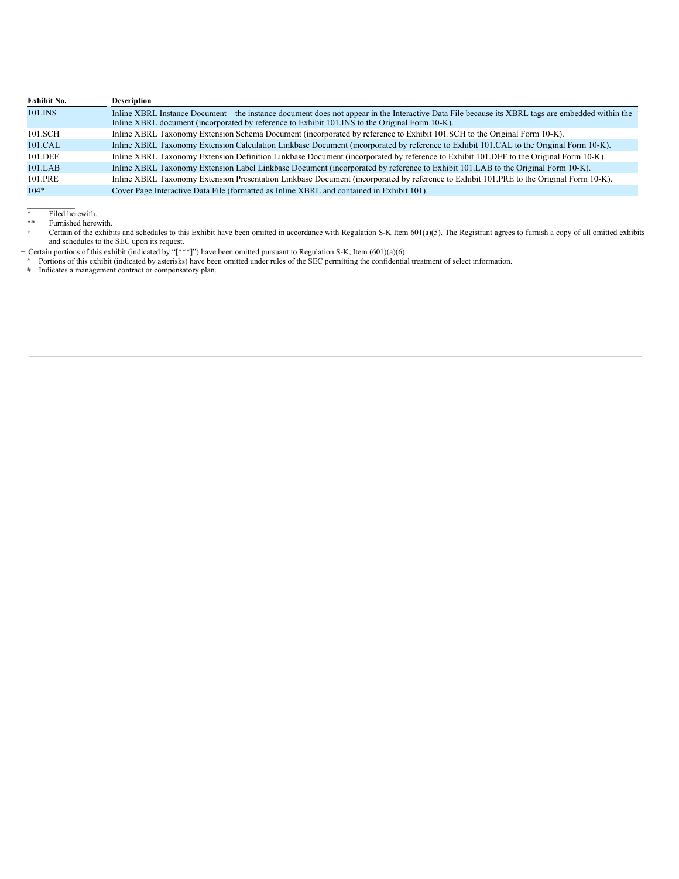| Exhibit No. | Description |
|---|---|
| 101.INS | Inline XBRL Instance Document – the instance document does not appear in the Interactive Data File because its XBRL tags are embedded within the Inline XBRL document (incorporated by reference to Exhibit 101.INS to the Original Form 10-K). |
| 101.SCH | Inline XBRL Taxonomy Extension Schema Document (incorporated by reference to Exhibit 101.SCH to the Original Form 10-K). |
| 101.CAL | Inline XBRL Taxonomy Extension Calculation Linkbase Document (incorporated by reference to Exhibit 101.CAL to the Original Form 10-K). |
| 101.DEF | Inline XBRL Taxonomy Extension Definition Linkbase Document (incorporated by reference to Exhibit 101.DEF to the Original Form 10-K). |
| 101.LAB | Inline XBRL Taxonomy Extension Label Linkbase Document (incorporated by reference to Exhibit 101.LAB to the Original Form 10-K). |
| 101.PRE | Inline XBRL Taxonomy Extension Presentation Linkbase Document (incorporated by reference to Exhibit 101.PRE to the Original Form 10-K). |
| 104* | Cover Page Interactive Data File (formatted as Inline XBRL and contained in Exhibit 101). |

\* Filed herewith.

** Furnished herewith.

† Certain of the exhibits and schedules to this Exhibit have been omitted in accordance with Regulation S-K Item 601(a)(5). The Registrant agrees to furnish a copy of all omitted exhibits and schedules to the SEC upon its request.

+ Certain portions of this exhibit (indicated by "[***]") have been omitted pursuant to Regulation S-K, Item (601)(a)(6).

^ Portions of this exhibit (indicated by asterisks) have been omitted under rules of the SEC permitting the confidential treatment of select information.

\# Indicates a management contract or compensatory plan.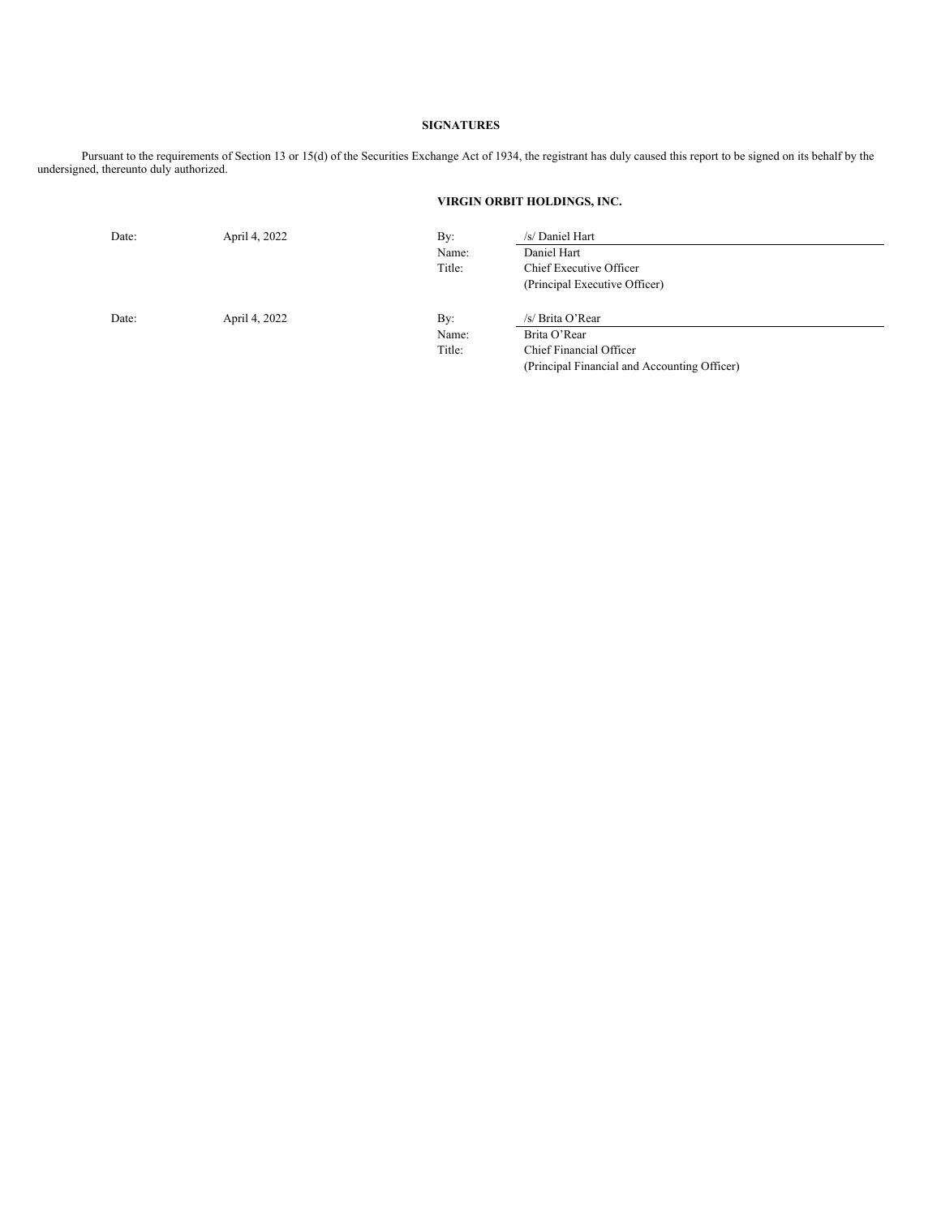## SIGNATURES

Pursuant to the requirements of Section 13 or 15(d) of the Securities Exchange Act of 1934, the registrant has duly caused this report to be signed on its behalf by the undersigned, thereunto duly authorized.

**VIRGIN ORBIT HOLDINGS, INC.**

| | | | |
|---|---|---|---|
| Date: | April 4, 2022 | By: | /s/ Daniel Hart |
| | | Name: | Daniel Hart |
| | | Title: | Chief Executive Officer |
| | | | (Principal Executive Officer) |
| Date: | April 4, 2022 | By: | /s/ Brita O'Rear |
| | | Name: | Brita O'Rear |
| | | Title: | Chief Financial Officer |
| | | | (Principal Financial and Accounting Officer) |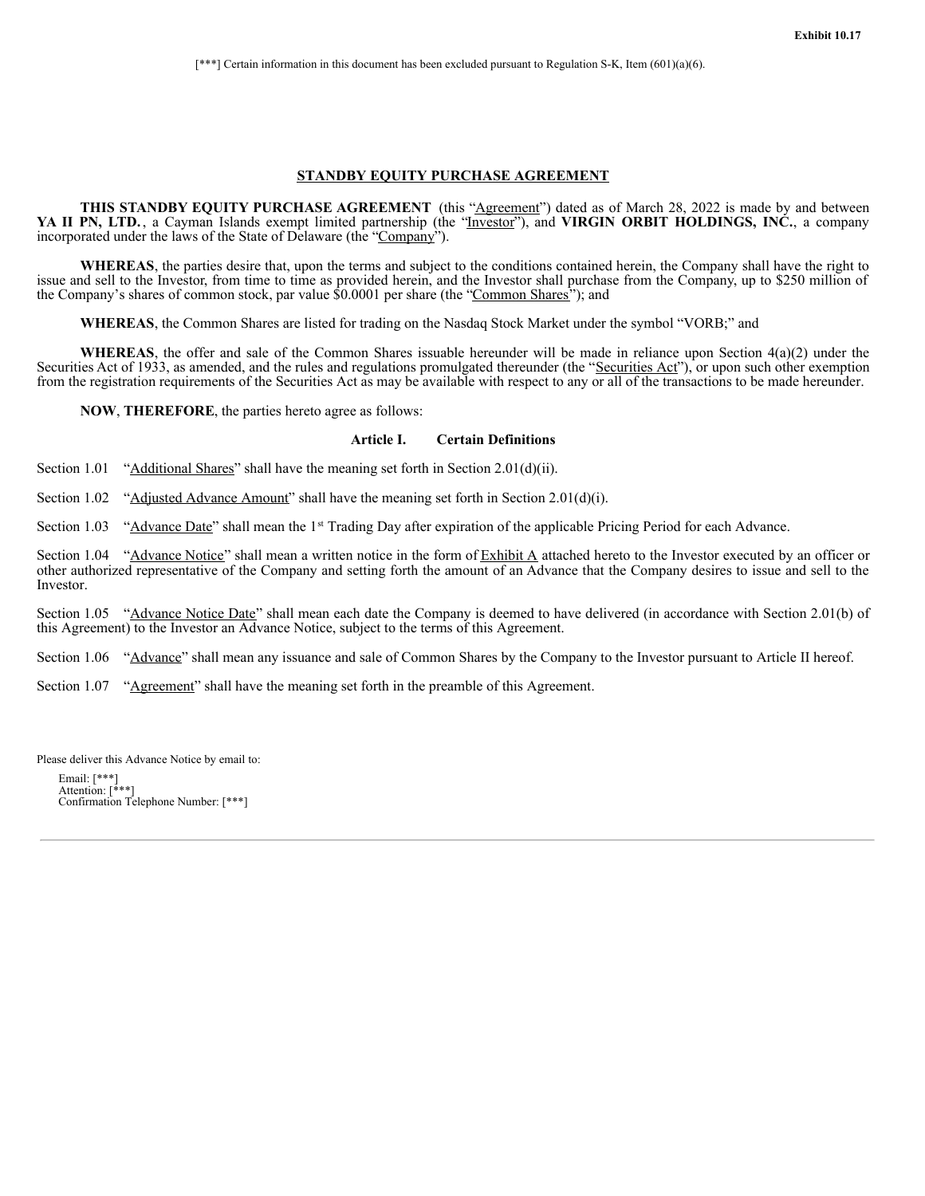Exhibit 10.17

[***] Certain information in this document has been excluded pursuant to Regulation S-K, Item (601)(a)(6).

# STANDBY EQUITY PURCHASE AGREEMENT

**THIS STANDBY EQUITY PURCHASE AGREEMENT** (this "Agreement") dated as of March 28, 2022 is made by and between **YA II PN, LTD.**, a Cayman Islands exempt limited partnership (the "Investor"), and **VIRGIN ORBIT HOLDINGS, INC.**, a company incorporated under the laws of the State of Delaware (the "Company").

**WHEREAS**, the parties desire that, upon the terms and subject to the conditions contained herein, the Company shall have the right to issue and sell to the Investor, from time to time as provided herein, and the Investor shall purchase from the Company, up to $250 million of the Company's shares of common stock, par value $0.0001 per share (the "Common Shares"); and

**WHEREAS**, the Common Shares are listed for trading on the Nasdaq Stock Market under the symbol "VORB;" and

**WHEREAS**, the offer and sale of the Common Shares issuable hereunder will be made in reliance upon Section 4(a)(2) under the Securities Act of 1933, as amended, and the rules and regulations promulgated thereunder (the "Securities Act"), or upon such other exemption from the registration requirements of the Securities Act as may be available with respect to any or all of the transactions to be made hereunder.

**NOW**, **THEREFORE**, the parties hereto agree as follows:

## Article I. Certain Definitions

Section 1.01 "Additional Shares" shall have the meaning set forth in Section 2.01(d)(ii).

Section 1.02 "Adjusted Advance Amount" shall have the meaning set forth in Section 2.01(d)(i).

Section 1.03 "Advance Date" shall mean the 1st Trading Day after expiration of the applicable Pricing Period for each Advance.

Section 1.04 "Advance Notice" shall mean a written notice in the form of Exhibit A attached hereto to the Investor executed by an officer or other authorized representative of the Company and setting forth the amount of an Advance that the Company desires to issue and sell to the Investor.

Section 1.05 "Advance Notice Date" shall mean each date the Company is deemed to have delivered (in accordance with Section 2.01(b) of this Agreement) to the Investor an Advance Notice, subject to the terms of this Agreement.

Section 1.06 "Advance" shall mean any issuance and sale of Common Shares by the Company to the Investor pursuant to Article II hereof.

Section 1.07 "Agreement" shall have the meaning set forth in the preamble of this Agreement.

Please deliver this Advance Notice by email to:

Email: [***]
Attention: [***]
Confirmation Telephone Number: [***]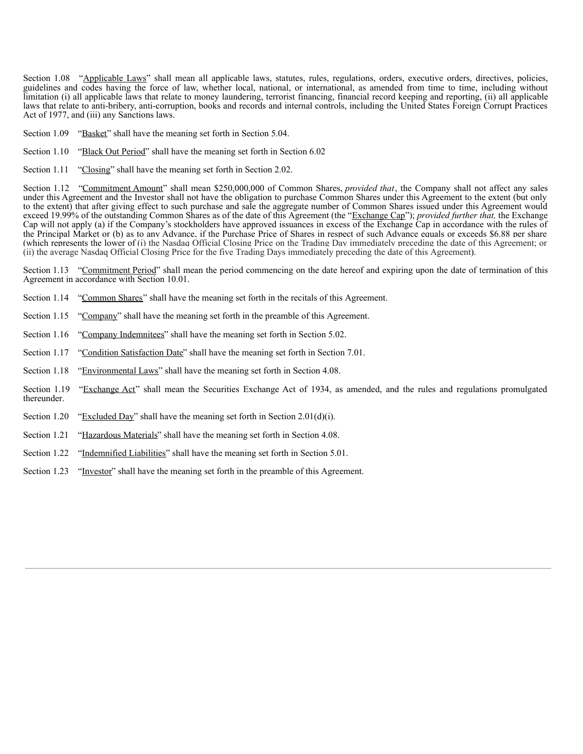Section 1.08 "Applicable Laws" shall mean all applicable laws, statutes, rules, regulations, orders, executive orders, directives, policies, guidelines and codes having the force of law, whether local, national, or international, as amended from time to time, including without limitation (i) all applicable laws that relate to money laundering, terrorist financing, financial record keeping and reporting, (ii) all applicable laws that relate to anti-bribery, anti-corruption, books and records and internal controls, including the United States Foreign Corrupt Practices Act of 1977, and (iii) any Sanctions laws.

Section 1.09 "Basket" shall have the meaning set forth in Section 5.04.

Section 1.10 "Black Out Period" shall have the meaning set forth in Section 6.02

Section 1.11 "Closing" shall have the meaning set forth in Section 2.02.

Section 1.12 "Commitment Amount" shall mean $250,000,000 of Common Shares, *provided that*, the Company shall not affect any sales under this Agreement and the Investor shall not have the obligation to purchase Common Shares under this Agreement to the extent (but only to the extent) that after giving effect to such purchase and sale the aggregate number of Common Shares issued under this Agreement would exceed 19.99% of the outstanding Common Shares as of the date of this Agreement (the "Exchange Cap"); *provided further that,* the Exchange Cap will not apply (a) if the Company's stockholders have approved issuances in excess of the Exchange Cap in accordance with the rules of the Principal Market or (b) as to any Advance, if the Purchase Price of Shares in respect of such Advance equals or exceeds $6.88 per share (which represents the lower of (i) the Nasdaq Official Closing Price on the Trading Day immediately preceding the date of this Agreement; or (ii) the average Nasdaq Official Closing Price for the five Trading Days immediately preceding the date of this Agreement).

Section 1.13 "Commitment Period" shall mean the period commencing on the date hereof and expiring upon the date of termination of this Agreement in accordance with Section 10.01.

Section 1.14 "Common Shares" shall have the meaning set forth in the recitals of this Agreement.

Section 1.15 "Company" shall have the meaning set forth in the preamble of this Agreement.

Section 1.16 "Company Indemnitees" shall have the meaning set forth in Section 5.02.

Section 1.17 "Condition Satisfaction Date" shall have the meaning set forth in Section 7.01.

Section 1.18 "Environmental Laws" shall have the meaning set forth in Section 4.08.

Section 1.19 "Exchange Act" shall mean the Securities Exchange Act of 1934, as amended, and the rules and regulations promulgated thereunder.

Section 1.20 "Excluded Day" shall have the meaning set forth in Section 2.01(d)(i).

Section 1.21 "Hazardous Materials" shall have the meaning set forth in Section 4.08.

Section 1.22 "Indemnified Liabilities" shall have the meaning set forth in Section 5.01.

Section 1.23 "Investor" shall have the meaning set forth in the preamble of this Agreement.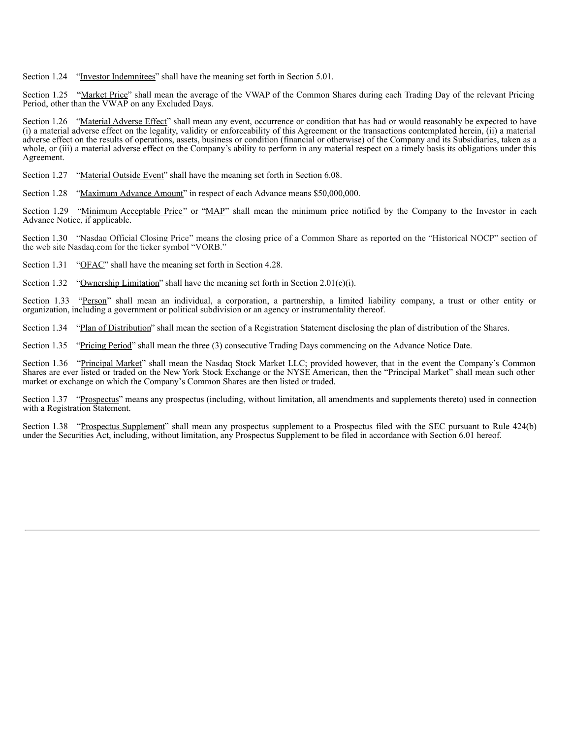Section 1.24 "Investor Indemnitees" shall have the meaning set forth in Section 5.01.

Section 1.25 "Market Price" shall mean the average of the VWAP of the Common Shares during each Trading Day of the relevant Pricing Period, other than the VWAP on any Excluded Days.

Section 1.26 "Material Adverse Effect" shall mean any event, occurrence or condition that has had or would reasonably be expected to have (i) a material adverse effect on the legality, validity or enforceability of this Agreement or the transactions contemplated herein, (ii) a material adverse effect on the results of operations, assets, business or condition (financial or otherwise) of the Company and its Subsidiaries, taken as a whole, or (iii) a material adverse effect on the Company's ability to perform in any material respect on a timely basis its obligations under this Agreement.

Section 1.27 "Material Outside Event" shall have the meaning set forth in Section 6.08.

Section 1.28 "Maximum Advance Amount" in respect of each Advance means $50,000,000.

Section 1.29 "Minimum Acceptable Price" or "MAP" shall mean the minimum price notified by the Company to the Investor in each Advance Notice, if applicable.

Section 1.30 "Nasdaq Official Closing Price" means the closing price of a Common Share as reported on the "Historical NOCP" section of the web site Nasdaq.com for the ticker symbol "VORB."

Section 1.31 "OFAC" shall have the meaning set forth in Section 4.28.

Section 1.32 "Ownership Limitation" shall have the meaning set forth in Section 2.01(c)(i).

Section 1.33 "Person" shall mean an individual, a corporation, a partnership, a limited liability company, a trust or other entity or organization, including a government or political subdivision or an agency or instrumentality thereof.

Section 1.34 "Plan of Distribution" shall mean the section of a Registration Statement disclosing the plan of distribution of the Shares.

Section 1.35 "Pricing Period" shall mean the three (3) consecutive Trading Days commencing on the Advance Notice Date.

Section 1.36 "Principal Market" shall mean the Nasdaq Stock Market LLC; provided however, that in the event the Company's Common Shares are ever listed or traded on the New York Stock Exchange or the NYSE American, then the "Principal Market" shall mean such other market or exchange on which the Company's Common Shares are then listed or traded.

Section 1.37 "Prospectus" means any prospectus (including, without limitation, all amendments and supplements thereto) used in connection with a Registration Statement.

Section 1.38 "Prospectus Supplement" shall mean any prospectus supplement to a Prospectus filed with the SEC pursuant to Rule 424(b) under the Securities Act, including, without limitation, any Prospectus Supplement to be filed in accordance with Section 6.01 hereof.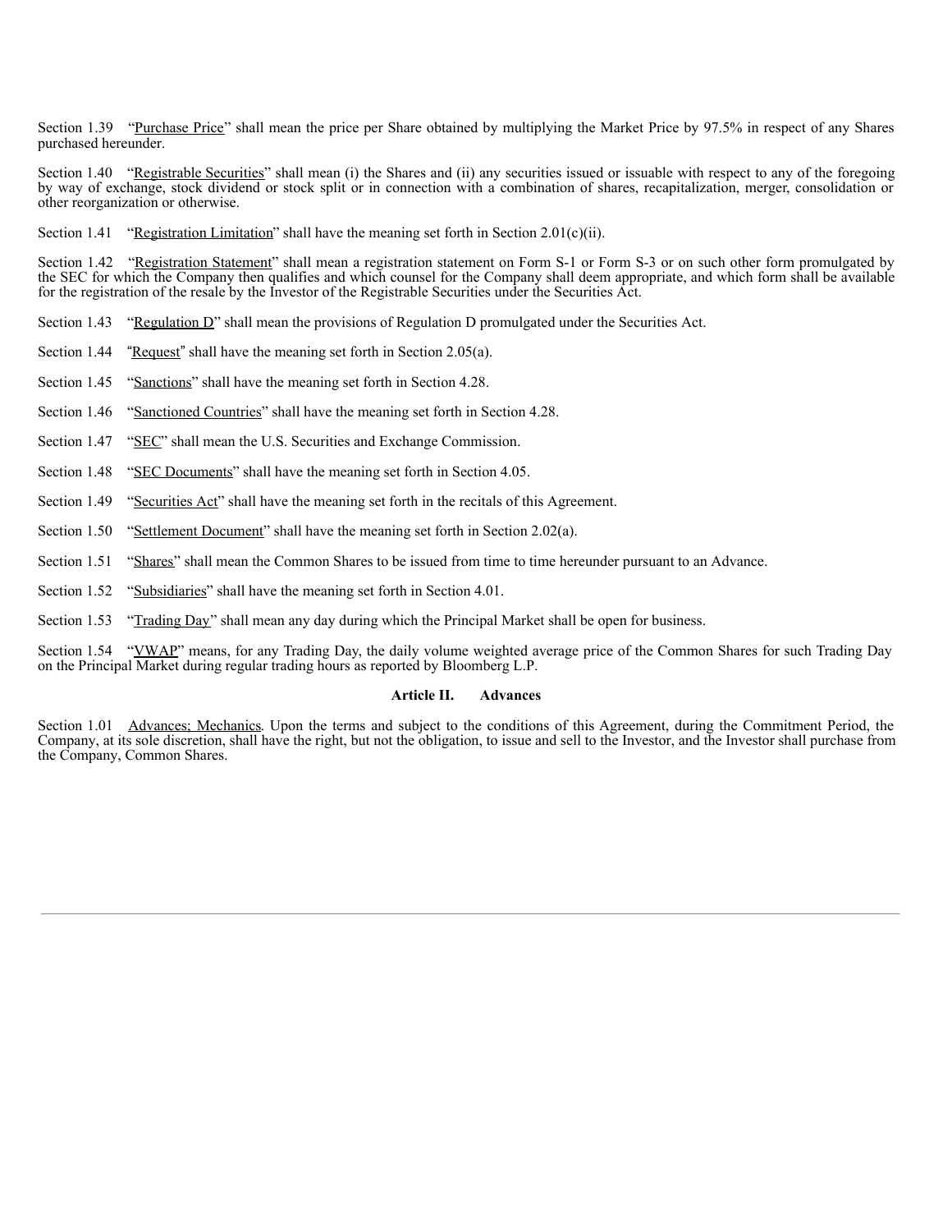Section 1.39 "Purchase Price" shall mean the price per Share obtained by multiplying the Market Price by 97.5% in respect of any Shares purchased hereunder.

Section 1.40 "Registrable Securities" shall mean (i) the Shares and (ii) any securities issued or issuable with respect to any of the foregoing by way of exchange, stock dividend or stock split or in connection with a combination of shares, recapitalization, merger, consolidation or other reorganization or otherwise.

Section 1.41 "Registration Limitation" shall have the meaning set forth in Section 2.01(c)(ii).

Section 1.42 "Registration Statement" shall mean a registration statement on Form S-1 or Form S-3 or on such other form promulgated by the SEC for which the Company then qualifies and which counsel for the Company shall deem appropriate, and which form shall be available for the registration of the resale by the Investor of the Registrable Securities under the Securities Act.

Section 1.43 "Regulation D" shall mean the provisions of Regulation D promulgated under the Securities Act.

Section 1.44 "Request" shall have the meaning set forth in Section 2.05(a).

Section 1.45 "Sanctions" shall have the meaning set forth in Section 4.28.

Section 1.46 "Sanctioned Countries" shall have the meaning set forth in Section 4.28.

Section 1.47 "SEC" shall mean the U.S. Securities and Exchange Commission.

Section 1.48 "SEC Documents" shall have the meaning set forth in Section 4.05.

Section 1.49 "Securities Act" shall have the meaning set forth in the recitals of this Agreement.

Section 1.50 "Settlement Document" shall have the meaning set forth in Section 2.02(a).

Section 1.51 "Shares" shall mean the Common Shares to be issued from time to time hereunder pursuant to an Advance.

Section 1.52 "Subsidiaries" shall have the meaning set forth in Section 4.01.

Section 1.53 "Trading Day" shall mean any day during which the Principal Market shall be open for business.

Section 1.54 "VWAP" means, for any Trading Day, the daily volume weighted average price of the Common Shares for such Trading Day on the Principal Market during regular trading hours as reported by Bloomberg L.P.

## Article II. Advances

Section 1.01 Advances; Mechanics. Upon the terms and subject to the conditions of this Agreement, during the Commitment Period, the Company, at its sole discretion, shall have the right, but not the obligation, to issue and sell to the Investor, and the Investor shall purchase from the Company, Common Shares.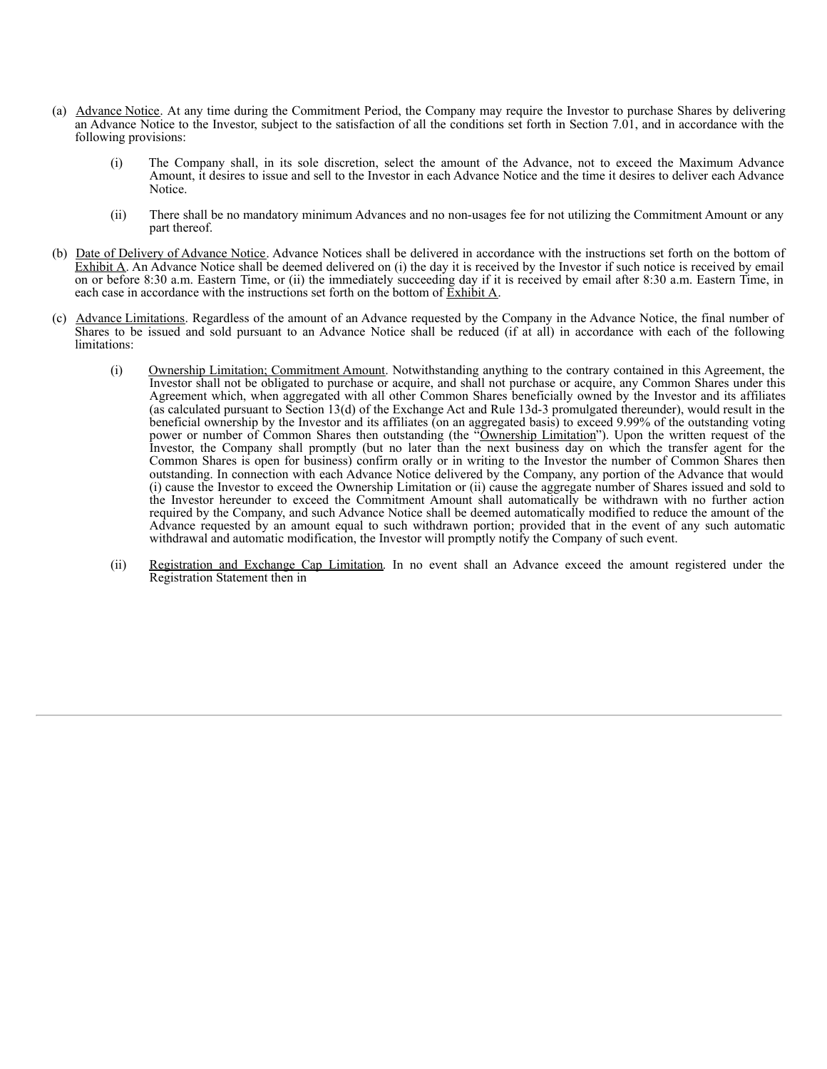(a) Advance Notice. At any time during the Commitment Period, the Company may require the Investor to purchase Shares by delivering an Advance Notice to the Investor, subject to the satisfaction of all the conditions set forth in Section 7.01, and in accordance with the following provisions:

(i) The Company shall, in its sole discretion, select the amount of the Advance, not to exceed the Maximum Advance Amount, it desires to issue and sell to the Investor in each Advance Notice and the time it desires to deliver each Advance Notice.

(ii) There shall be no mandatory minimum Advances and no non-usages fee for not utilizing the Commitment Amount or any part thereof.

(b) Date of Delivery of Advance Notice. Advance Notices shall be delivered in accordance with the instructions set forth on the bottom of Exhibit A. An Advance Notice shall be deemed delivered on (i) the day it is received by the Investor if such notice is received by email on or before 8:30 a.m. Eastern Time, or (ii) the immediately succeeding day if it is received by email after 8:30 a.m. Eastern Time, in each case in accordance with the instructions set forth on the bottom of Exhibit A.

(c) Advance Limitations. Regardless of the amount of an Advance requested by the Company in the Advance Notice, the final number of Shares to be issued and sold pursuant to an Advance Notice shall be reduced (if at all) in accordance with each of the following limitations:

(i) Ownership Limitation; Commitment Amount. Notwithstanding anything to the contrary contained in this Agreement, the Investor shall not be obligated to purchase or acquire, and shall not purchase or acquire, any Common Shares under this Agreement which, when aggregated with all other Common Shares beneficially owned by the Investor and its affiliates (as calculated pursuant to Section 13(d) of the Exchange Act and Rule 13d-3 promulgated thereunder), would result in the beneficial ownership by the Investor and its affiliates (on an aggregated basis) to exceed 9.99% of the outstanding voting power or number of Common Shares then outstanding (the "Ownership Limitation"). Upon the written request of the Investor, the Company shall promptly (but no later than the next business day on which the transfer agent for the Common Shares is open for business) confirm orally or in writing to the Investor the number of Common Shares then outstanding. In connection with each Advance Notice delivered by the Company, any portion of the Advance that would (i) cause the Investor to exceed the Ownership Limitation or (ii) cause the aggregate number of Shares issued and sold to the Investor hereunder to exceed the Commitment Amount shall automatically be withdrawn with no further action required by the Company, and such Advance Notice shall be deemed automatically modified to reduce the amount of the Advance requested by an amount equal to such withdrawn portion; provided that in the event of any such automatic withdrawal and automatic modification, the Investor will promptly notify the Company of such event.

(ii) Registration and Exchange Cap Limitation. In no event shall an Advance exceed the amount registered under the Registration Statement then in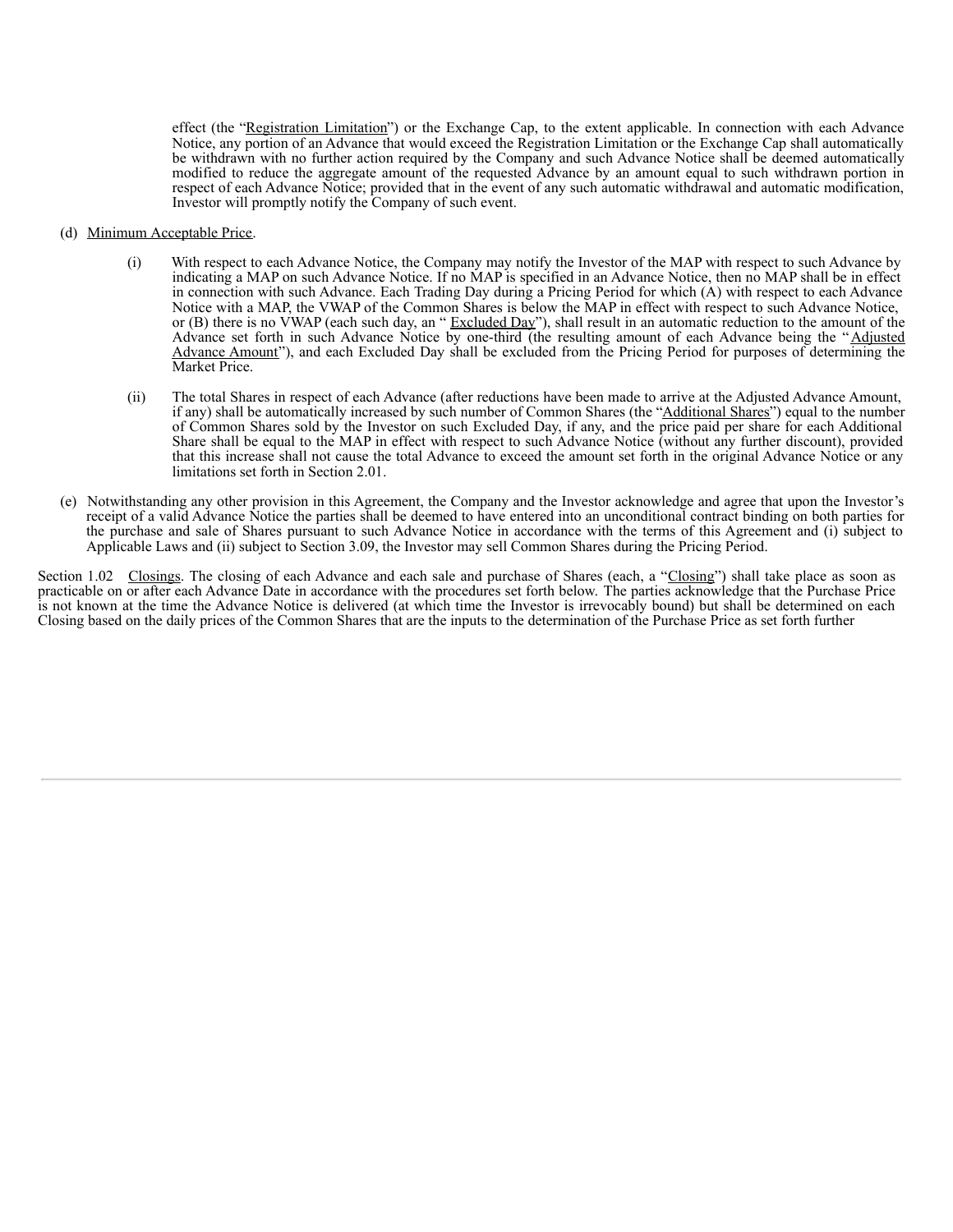effect (the "Registration Limitation") or the Exchange Cap, to the extent applicable. In connection with each Advance Notice, any portion of an Advance that would exceed the Registration Limitation or the Exchange Cap shall automatically be withdrawn with no further action required by the Company and such Advance Notice shall be deemed automatically modified to reduce the aggregate amount of the requested Advance by an amount equal to such withdrawn portion in respect of each Advance Notice; provided that in the event of any such automatic withdrawal and automatic modification, Investor will promptly notify the Company of such event.

(d) Minimum Acceptable Price.

(i) With respect to each Advance Notice, the Company may notify the Investor of the MAP with respect to such Advance by indicating a MAP on such Advance Notice. If no MAP is specified in an Advance Notice, then no MAP shall be in effect in connection with such Advance. Each Trading Day during a Pricing Period for which (A) with respect to each Advance Notice with a MAP, the VWAP of the Common Shares is below the MAP in effect with respect to such Advance Notice, or (B) there is no VWAP (each such day, an " Excluded Day"), shall result in an automatic reduction to the amount of the Advance set forth in such Advance Notice by one-third (the resulting amount of each Advance being the "Adjusted Advance Amount"), and each Excluded Day shall be excluded from the Pricing Period for purposes of determining the Market Price.

(ii) The total Shares in respect of each Advance (after reductions have been made to arrive at the Adjusted Advance Amount, if any) shall be automatically increased by such number of Common Shares (the "Additional Shares") equal to the number of Common Shares sold by the Investor on such Excluded Day, if any, and the price paid per share for each Additional Share shall be equal to the MAP in effect with respect to such Advance Notice (without any further discount), provided that this increase shall not cause the total Advance to exceed the amount set forth in the original Advance Notice or any limitations set forth in Section 2.01.

(e) Notwithstanding any other provision in this Agreement, the Company and the Investor acknowledge and agree that upon the Investor's receipt of a valid Advance Notice the parties shall be deemed to have entered into an unconditional contract binding on both parties for the purchase and sale of Shares pursuant to such Advance Notice in accordance with the terms of this Agreement and (i) subject to Applicable Laws and (ii) subject to Section 3.09, the Investor may sell Common Shares during the Pricing Period.

Section 1.02 Closings. The closing of each Advance and each sale and purchase of Shares (each, a "Closing") shall take place as soon as practicable on or after each Advance Date in accordance with the procedures set forth below. The parties acknowledge that the Purchase Price is not known at the time the Advance Notice is delivered (at which time the Investor is irrevocably bound) but shall be determined on each Closing based on the daily prices of the Common Shares that are the inputs to the determination of the Purchase Price as set forth further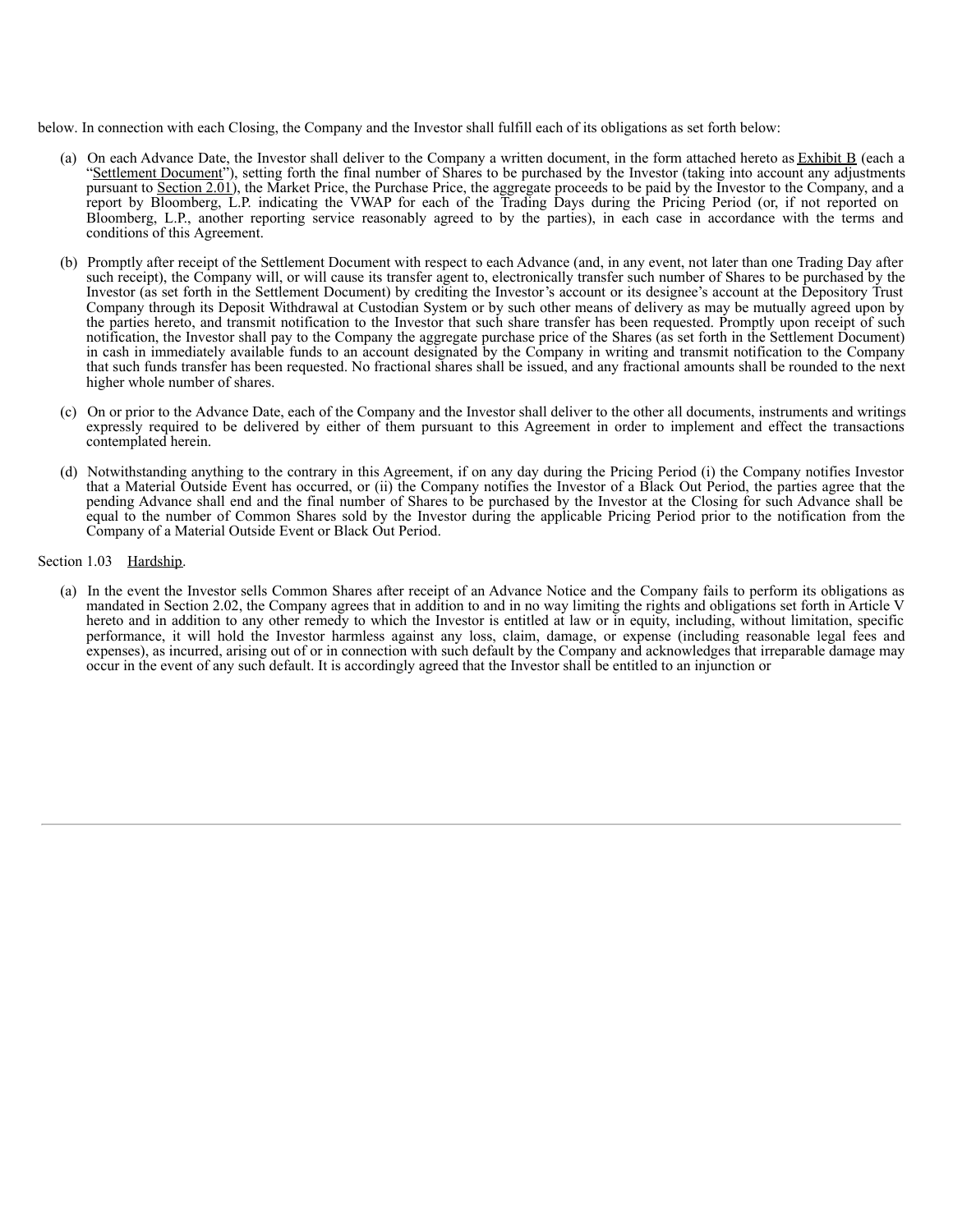below. In connection with each Closing, the Company and the Investor shall fulfill each of its obligations as set forth below:

(a) On each Advance Date, the Investor shall deliver to the Company a written document, in the form attached hereto as Exhibit B (each a "Settlement Document"), setting forth the final number of Shares to be purchased by the Investor (taking into account any adjustments pursuant to Section 2.01), the Market Price, the Purchase Price, the aggregate proceeds to be paid by the Investor to the Company, and a report by Bloomberg, L.P. indicating the VWAP for each of the Trading Days during the Pricing Period (or, if not reported on Bloomberg, L.P., another reporting service reasonably agreed to by the parties), in each case in accordance with the terms and conditions of this Agreement.

(b) Promptly after receipt of the Settlement Document with respect to each Advance (and, in any event, not later than one Trading Day after such receipt), the Company will, or will cause its transfer agent to, electronically transfer such number of Shares to be purchased by the Investor (as set forth in the Settlement Document) by crediting the Investor's account or its designee's account at the Depository Trust Company through its Deposit Withdrawal at Custodian System or by such other means of delivery as may be mutually agreed upon by the parties hereto, and transmit notification to the Investor that such share transfer has been requested. Promptly upon receipt of such notification, the Investor shall pay to the Company the aggregate purchase price of the Shares (as set forth in the Settlement Document) in cash in immediately available funds to an account designated by the Company in writing and transmit notification to the Company that such funds transfer has been requested. No fractional shares shall be issued, and any fractional amounts shall be rounded to the next higher whole number of shares.

(c) On or prior to the Advance Date, each of the Company and the Investor shall deliver to the other all documents, instruments and writings expressly required to be delivered by either of them pursuant to this Agreement in order to implement and effect the transactions contemplated herein.

(d) Notwithstanding anything to the contrary in this Agreement, if on any day during the Pricing Period (i) the Company notifies Investor that a Material Outside Event has occurred, or (ii) the Company notifies the Investor of a Black Out Period, the parties agree that the pending Advance shall end and the final number of Shares to be purchased by the Investor at the Closing for such Advance shall be equal to the number of Common Shares sold by the Investor during the applicable Pricing Period prior to the notification from the Company of a Material Outside Event or Black Out Period.

Section 1.03 Hardship.

(a) In the event the Investor sells Common Shares after receipt of an Advance Notice and the Company fails to perform its obligations as mandated in Section 2.02, the Company agrees that in addition to and in no way limiting the rights and obligations set forth in Article V hereto and in addition to any other remedy to which the Investor is entitled at law or in equity, including, without limitation, specific performance, it will hold the Investor harmless against any loss, claim, damage, or expense (including reasonable legal fees and expenses), as incurred, arising out of or in connection with such default by the Company and acknowledges that irreparable damage may occur in the event of any such default. It is accordingly agreed that the Investor shall be entitled to an injunction or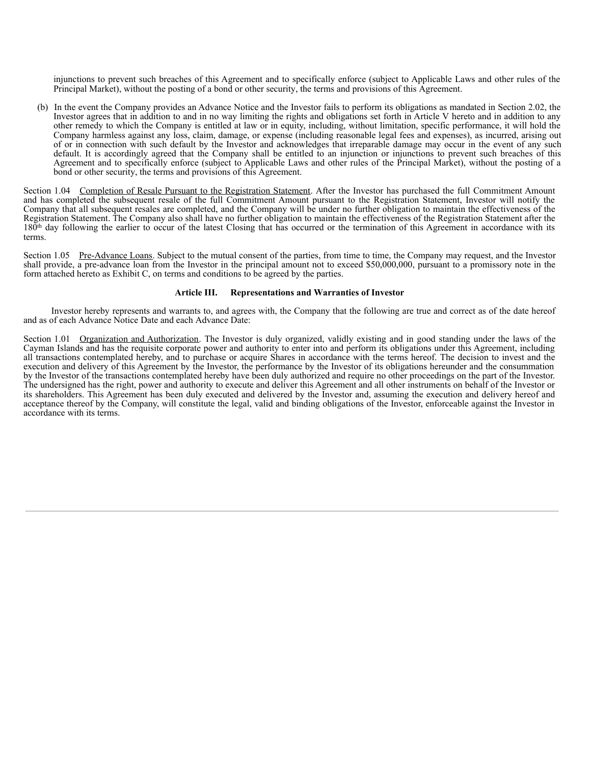injunctions to prevent such breaches of this Agreement and to specifically enforce (subject to Applicable Laws and other rules of the Principal Market), without the posting of a bond or other security, the terms and provisions of this Agreement.

(b) In the event the Company provides an Advance Notice and the Investor fails to perform its obligations as mandated in Section 2.02, the Investor agrees that in addition to and in no way limiting the rights and obligations set forth in Article V hereto and in addition to any other remedy to which the Company is entitled at law or in equity, including, without limitation, specific performance, it will hold the Company harmless against any loss, claim, damage, or expense (including reasonable legal fees and expenses), as incurred, arising out of or in connection with such default by the Investor and acknowledges that irreparable damage may occur in the event of any such default. It is accordingly agreed that the Company shall be entitled to an injunction or injunctions to prevent such breaches of this Agreement and to specifically enforce (subject to Applicable Laws and other rules of the Principal Market), without the posting of a bond or other security, the terms and provisions of this Agreement.

Section 1.04 Completion of Resale Pursuant to the Registration Statement. After the Investor has purchased the full Commitment Amount and has completed the subsequent resale of the full Commitment Amount pursuant to the Registration Statement, Investor will notify the Company that all subsequent resales are completed, and the Company will be under no further obligation to maintain the effectiveness of the Registration Statement. The Company also shall have no further obligation to maintain the effectiveness of the Registration Statement after the 180th day following the earlier to occur of the latest Closing that has occurred or the termination of this Agreement in accordance with its terms.

Section 1.05 Pre-Advance Loans. Subject to the mutual consent of the parties, from time to time, the Company may request, and the Investor shall provide, a pre-advance loan from the Investor in the principal amount not to exceed $50,000,000, pursuant to a promissory note in the form attached hereto as Exhibit C, on terms and conditions to be agreed by the parties.

## Article III. Representations and Warranties of Investor

Investor hereby represents and warrants to, and agrees with, the Company that the following are true and correct as of the date hereof and as of each Advance Notice Date and each Advance Date:

Section 1.01 Organization and Authorization. The Investor is duly organized, validly existing and in good standing under the laws of the Cayman Islands and has the requisite corporate power and authority to enter into and perform its obligations under this Agreement, including all transactions contemplated hereby, and to purchase or acquire Shares in accordance with the terms hereof. The decision to invest and the execution and delivery of this Agreement by the Investor, the performance by the Investor of its obligations hereunder and the consummation by the Investor of the transactions contemplated hereby have been duly authorized and require no other proceedings on the part of the Investor. The undersigned has the right, power and authority to execute and deliver this Agreement and all other instruments on behalf of the Investor or its shareholders. This Agreement has been duly executed and delivered by the Investor and, assuming the execution and delivery hereof and acceptance thereof by the Company, will constitute the legal, valid and binding obligations of the Investor, enforceable against the Investor in accordance with its terms.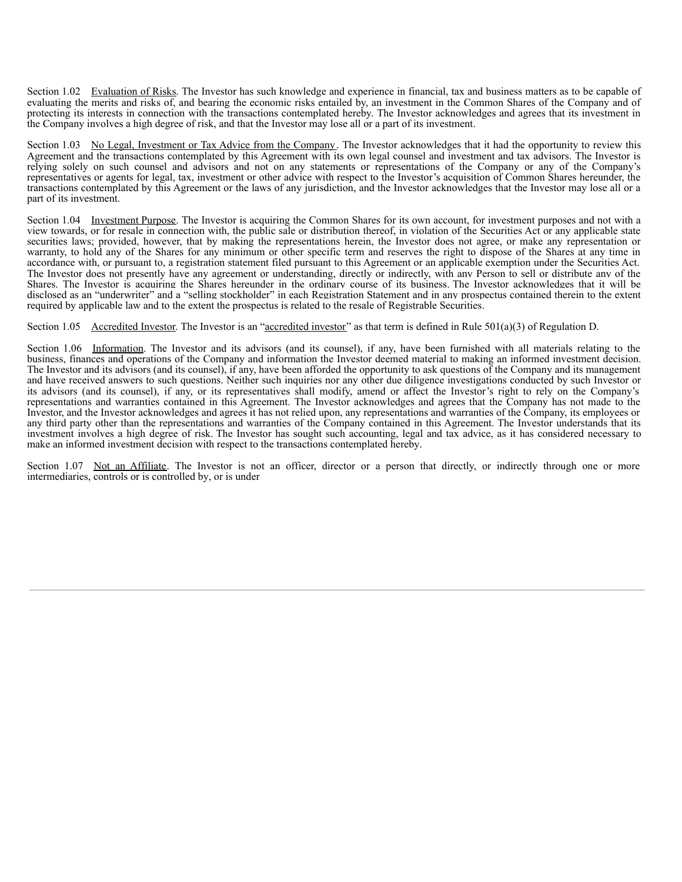Section 1.02 Evaluation of Risks. The Investor has such knowledge and experience in financial, tax and business matters as to be capable of evaluating the merits and risks of, and bearing the economic risks entailed by, an investment in the Common Shares of the Company and of protecting its interests in connection with the transactions contemplated hereby. The Investor acknowledges and agrees that its investment in the Company involves a high degree of risk, and that the Investor may lose all or a part of its investment.

Section 1.03 No Legal, Investment or Tax Advice from the Company. The Investor acknowledges that it had the opportunity to review this Agreement and the transactions contemplated by this Agreement with its own legal counsel and investment and tax advisors. The Investor is relying solely on such counsel and advisors and not on any statements or representations of the Company or any of the Company's representatives or agents for legal, tax, investment or other advice with respect to the Investor's acquisition of Common Shares hereunder, the transactions contemplated by this Agreement or the laws of any jurisdiction, and the Investor acknowledges that the Investor may lose all or a part of its investment.

Section 1.04 Investment Purpose. The Investor is acquiring the Common Shares for its own account, for investment purposes and not with a view towards, or for resale in connection with, the public sale or distribution thereof, in violation of the Securities Act or any applicable state securities laws; provided, however, that by making the representations herein, the Investor does not agree, or make any representation or warranty, to hold any of the Shares for any minimum or other specific term and reserves the right to dispose of the Shares at any time in accordance with, or pursuant to, a registration statement filed pursuant to this Agreement or an applicable exemption under the Securities Act. The Investor does not presently have any agreement or understanding, directly or indirectly, with any Person to sell or distribute any of the Shares. The Investor is acquiring the Shares hereunder in the ordinary course of its business. The Investor acknowledges that it will be disclosed as an "underwriter" and a "selling stockholder" in each Registration Statement and in any prospectus contained therein to the extent required by applicable law and to the extent the prospectus is related to the resale of Registrable Securities.

Section 1.05 Accredited Investor. The Investor is an "accredited investor" as that term is defined in Rule 501(a)(3) of Regulation D.

Section 1.06 Information. The Investor and its advisors (and its counsel), if any, have been furnished with all materials relating to the business, finances and operations of the Company and information the Investor deemed material to making an informed investment decision. The Investor and its advisors (and its counsel), if any, have been afforded the opportunity to ask questions of the Company and its management and have received answers to such questions. Neither such inquiries nor any other due diligence investigations conducted by such Investor or its advisors (and its counsel), if any, or its representatives shall modify, amend or affect the Investor's right to rely on the Company's representations and warranties contained in this Agreement. The Investor acknowledges and agrees that the Company has not made to the Investor, and the Investor acknowledges and agrees it has not relied upon, any representations and warranties of the Company, its employees or any third party other than the representations and warranties of the Company contained in this Agreement. The Investor understands that its investment involves a high degree of risk. The Investor has sought such accounting, legal and tax advice, as it has considered necessary to make an informed investment decision with respect to the transactions contemplated hereby.

Section 1.07 Not an Affiliate. The Investor is not an officer, director or a person that directly, or indirectly through one or more intermediaries, controls or is controlled by, or is under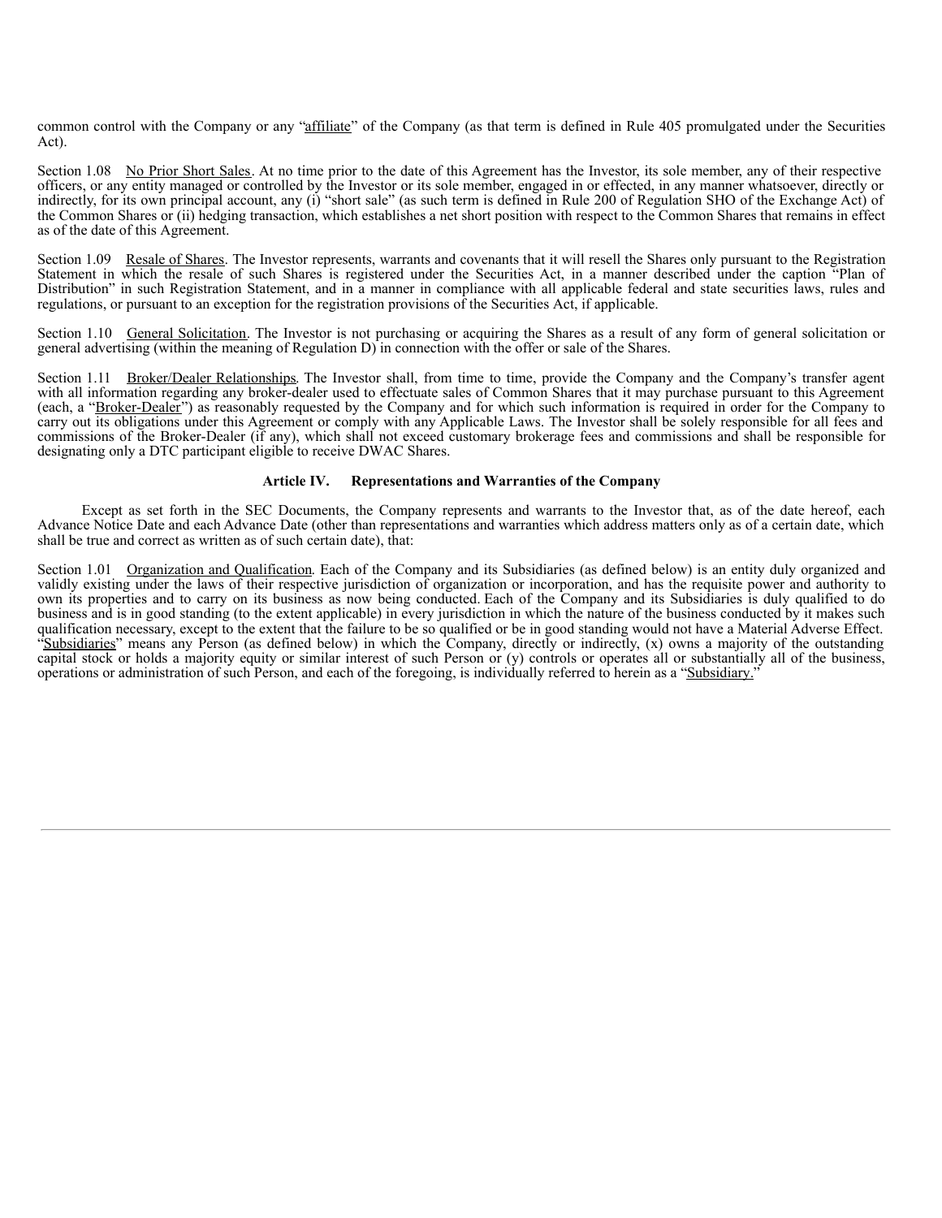common control with the Company or any "affiliate" of the Company (as that term is defined in Rule 405 promulgated under the Securities Act).

Section 1.08 No Prior Short Sales. At no time prior to the date of this Agreement has the Investor, its sole member, any of their respective officers, or any entity managed or controlled by the Investor or its sole member, engaged in or effected, in any manner whatsoever, directly or indirectly, for its own principal account, any (i) "short sale" (as such term is defined in Rule 200 of Regulation SHO of the Exchange Act) of the Common Shares or (ii) hedging transaction, which establishes a net short position with respect to the Common Shares that remains in effect as of the date of this Agreement.

Section 1.09 Resale of Shares. The Investor represents, warrants and covenants that it will resell the Shares only pursuant to the Registration Statement in which the resale of such Shares is registered under the Securities Act, in a manner described under the caption "Plan of Distribution" in such Registration Statement, and in a manner in compliance with all applicable federal and state securities laws, rules and regulations, or pursuant to an exception for the registration provisions of the Securities Act, if applicable.

Section 1.10 General Solicitation. The Investor is not purchasing or acquiring the Shares as a result of any form of general solicitation or general advertising (within the meaning of Regulation D) in connection with the offer or sale of the Shares.

Section 1.11 Broker/Dealer Relationships. The Investor shall, from time to time, provide the Company and the Company's transfer agent with all information regarding any broker-dealer used to effectuate sales of Common Shares that it may purchase pursuant to this Agreement (each, a "Broker-Dealer") as reasonably requested by the Company and for which such information is required in order for the Company to carry out its obligations under this Agreement or comply with any Applicable Laws. The Investor shall be solely responsible for all fees and commissions of the Broker-Dealer (if any), which shall not exceed customary brokerage fees and commissions and shall be responsible for designating only a DTC participant eligible to receive DWAC Shares.

**Article IV. Representations and Warranties of the Company**

Except as set forth in the SEC Documents, the Company represents and warrants to the Investor that, as of the date hereof, each Advance Notice Date and each Advance Date (other than representations and warranties which address matters only as of a certain date, which shall be true and correct as written as of such certain date), that:

Section 1.01 Organization and Qualification. Each of the Company and its Subsidiaries (as defined below) is an entity duly organized and validly existing under the laws of their respective jurisdiction of organization or incorporation, and has the requisite power and authority to own its properties and to carry on its business as now being conducted. Each of the Company and its Subsidiaries is duly qualified to do business and is in good standing (to the extent applicable) in every jurisdiction in which the nature of the business conducted by it makes such qualification necessary, except to the extent that the failure to be so qualified or be in good standing would not have a Material Adverse Effect. "Subsidiaries" means any Person (as defined below) in which the Company, directly or indirectly, (x) owns a majority of the outstanding capital stock or holds a majority equity or similar interest of such Person or (y) controls or operates all or substantially all of the business, operations or administration of such Person, and each of the foregoing, is individually referred to herein as a "Subsidiary."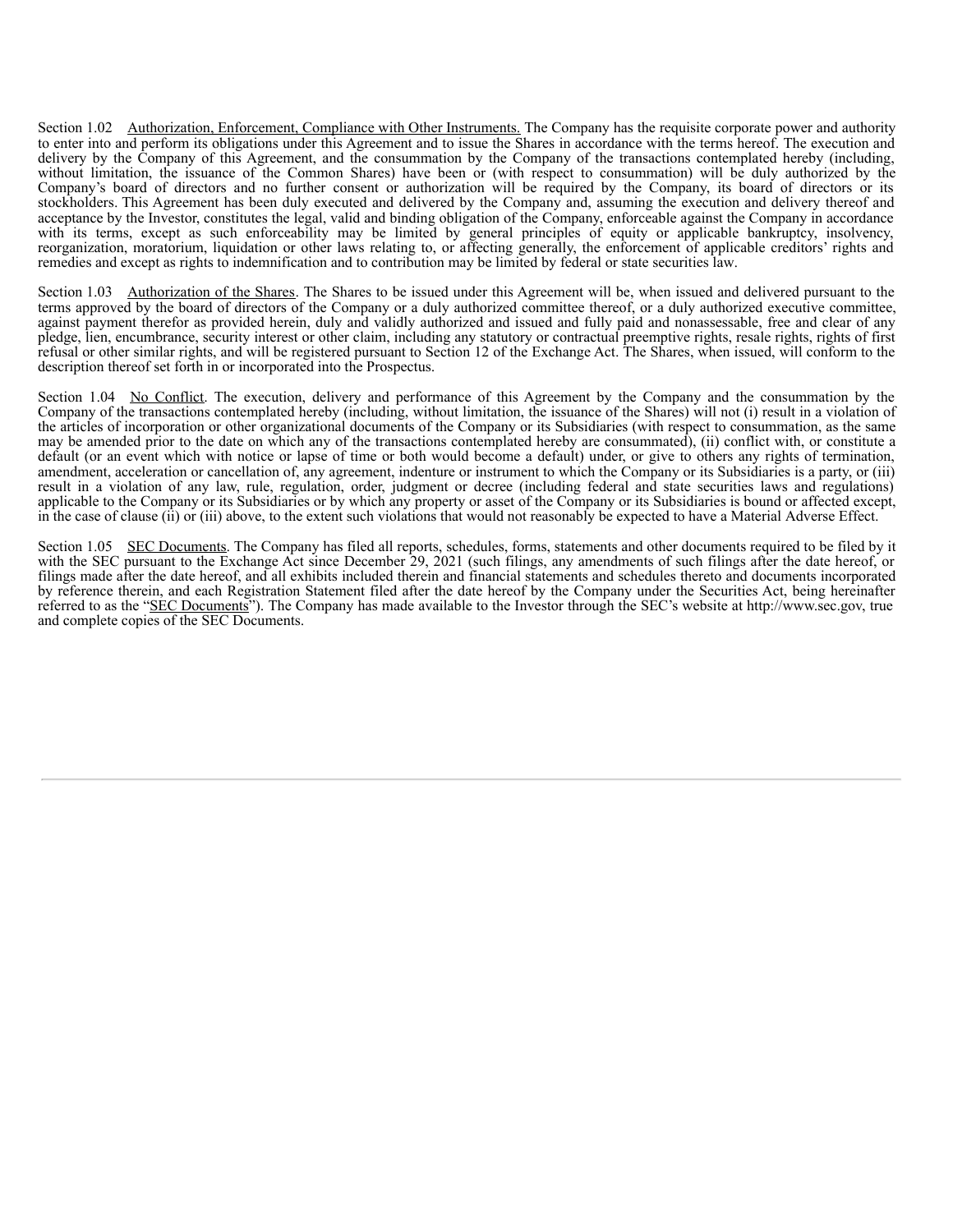Section 1.02 Authorization, Enforcement, Compliance with Other Instruments. The Company has the requisite corporate power and authority to enter into and perform its obligations under this Agreement and to issue the Shares in accordance with the terms hereof. The execution and delivery by the Company of this Agreement, and the consummation by the Company of the transactions contemplated hereby (including, without limitation, the issuance of the Common Shares) have been or (with respect to consummation) will be duly authorized by the Company's board of directors and no further consent or authorization will be required by the Company, its board of directors or its stockholders. This Agreement has been duly executed and delivered by the Company and, assuming the execution and delivery thereof and acceptance by the Investor, constitutes the legal, valid and binding obligation of the Company, enforceable against the Company in accordance with its terms, except as such enforceability may be limited by general principles of equity or applicable bankruptcy, insolvency, reorganization, moratorium, liquidation or other laws relating to, or affecting generally, the enforcement of applicable creditors' rights and remedies and except as rights to indemnification and to contribution may be limited by federal or state securities law.

Section 1.03 Authorization of the Shares. The Shares to be issued under this Agreement will be, when issued and delivered pursuant to the terms approved by the board of directors of the Company or a duly authorized committee thereof, or a duly authorized executive committee, against payment therefor as provided herein, duly and validly authorized and issued and fully paid and nonassessable, free and clear of any pledge, lien, encumbrance, security interest or other claim, including any statutory or contractual preemptive rights, resale rights, rights of first refusal or other similar rights, and will be registered pursuant to Section 12 of the Exchange Act. The Shares, when issued, will conform to the description thereof set forth in or incorporated into the Prospectus.

Section 1.04 No Conflict. The execution, delivery and performance of this Agreement by the Company and the consummation by the Company of the transactions contemplated hereby (including, without limitation, the issuance of the Shares) will not (i) result in a violation of the articles of incorporation or other organizational documents of the Company or its Subsidiaries (with respect to consummation, as the same may be amended prior to the date on which any of the transactions contemplated hereby are consummated), (ii) conflict with, or constitute a default (or an event which with notice or lapse of time or both would become a default) under, or give to others any rights of termination, amendment, acceleration or cancellation of, any agreement, indenture or instrument to which the Company or its Subsidiaries is a party, or (iii) result in a violation of any law, rule, regulation, order, judgment or decree (including federal and state securities laws and regulations) applicable to the Company or its Subsidiaries or by which any property or asset of the Company or its Subsidiaries is bound or affected except, in the case of clause (ii) or (iii) above, to the extent such violations that would not reasonably be expected to have a Material Adverse Effect.

Section 1.05 SEC Documents. The Company has filed all reports, schedules, forms, statements and other documents required to be filed by it with the SEC pursuant to the Exchange Act since December 29, 2021 (such filings, any amendments of such filings after the date hereof, or filings made after the date hereof, and all exhibits included therein and financial statements and schedules thereto and documents incorporated by reference therein, and each Registration Statement filed after the date hereof by the Company under the Securities Act, being hereinafter referred to as the "SEC Documents"). The Company has made available to the Investor through the SEC's website at http://www.sec.gov, true and complete copies of the SEC Documents.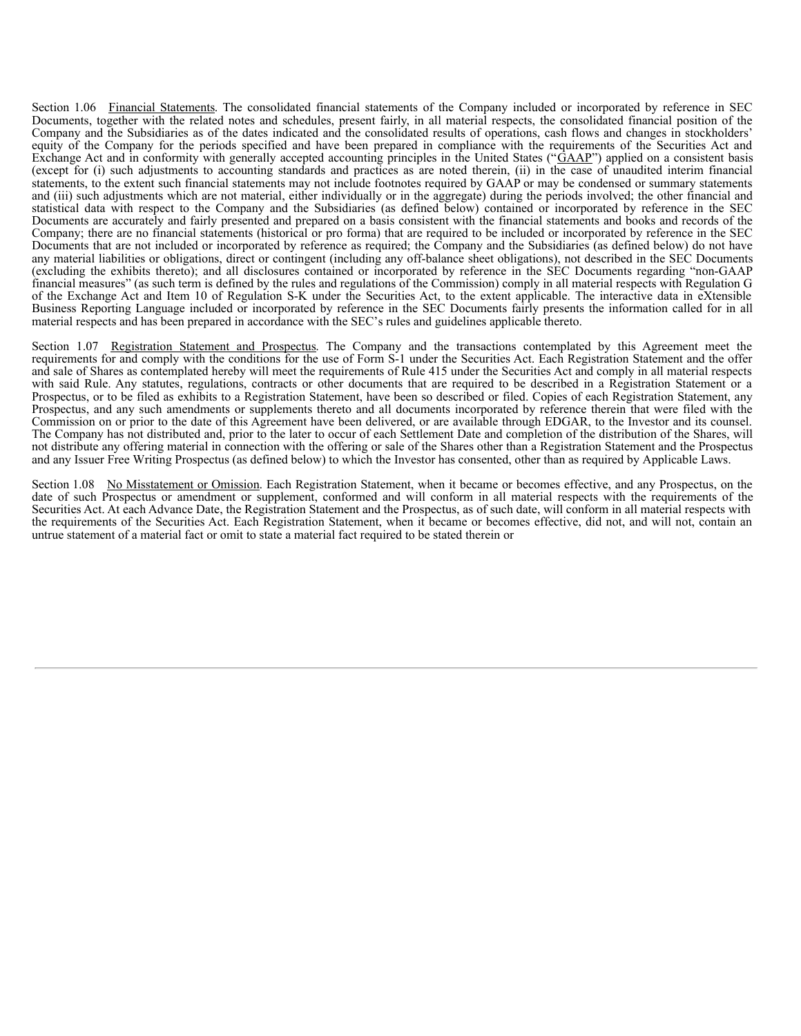Section 1.06 Financial Statements. The consolidated financial statements of the Company included or incorporated by reference in SEC Documents, together with the related notes and schedules, present fairly, in all material respects, the consolidated financial position of the Company and the Subsidiaries as of the dates indicated and the consolidated results of operations, cash flows and changes in stockholders' equity of the Company for the periods specified and have been prepared in compliance with the requirements of the Securities Act and Exchange Act and in conformity with generally accepted accounting principles in the United States ("GAAP") applied on a consistent basis (except for (i) such adjustments to accounting standards and practices as are noted therein, (ii) in the case of unaudited interim financial statements, to the extent such financial statements may not include footnotes required by GAAP or may be condensed or summary statements and (iii) such adjustments which are not material, either individually or in the aggregate) during the periods involved; the other financial and statistical data with respect to the Company and the Subsidiaries (as defined below) contained or incorporated by reference in the SEC Documents are accurately and fairly presented and prepared on a basis consistent with the financial statements and books and records of the Company; there are no financial statements (historical or pro forma) that are required to be included or incorporated by reference in the SEC Documents that are not included or incorporated by reference as required; the Company and the Subsidiaries (as defined below) do not have any material liabilities or obligations, direct or contingent (including any off-balance sheet obligations), not described in the SEC Documents (excluding the exhibits thereto); and all disclosures contained or incorporated by reference in the SEC Documents regarding "non-GAAP financial measures" (as such term is defined by the rules and regulations of the Commission) comply in all material respects with Regulation G of the Exchange Act and Item 10 of Regulation S-K under the Securities Act, to the extent applicable. The interactive data in eXtensible Business Reporting Language included or incorporated by reference in the SEC Documents fairly presents the information called for in all material respects and has been prepared in accordance with the SEC's rules and guidelines applicable thereto.

Section 1.07 Registration Statement and Prospectus. The Company and the transactions contemplated by this Agreement meet the requirements for and comply with the conditions for the use of Form S-1 under the Securities Act. Each Registration Statement and the offer and sale of Shares as contemplated hereby will meet the requirements of Rule 415 under the Securities Act and comply in all material respects with said Rule. Any statutes, regulations, contracts or other documents that are required to be described in a Registration Statement or a Prospectus, or to be filed as exhibits to a Registration Statement, have been so described or filed. Copies of each Registration Statement, any Prospectus, and any such amendments or supplements thereto and all documents incorporated by reference therein that were filed with the Commission on or prior to the date of this Agreement have been delivered, or are available through EDGAR, to the Investor and its counsel. The Company has not distributed and, prior to the later to occur of each Settlement Date and completion of the distribution of the Shares, will not distribute any offering material in connection with the offering or sale of the Shares other than a Registration Statement and the Prospectus and any Issuer Free Writing Prospectus (as defined below) to which the Investor has consented, other than as required by Applicable Laws.

Section 1.08 No Misstatement or Omission. Each Registration Statement, when it became or becomes effective, and any Prospectus, on the date of such Prospectus or amendment or supplement, conformed and will conform in all material respects with the requirements of the Securities Act. At each Advance Date, the Registration Statement and the Prospectus, as of such date, will conform in all material respects with the requirements of the Securities Act. Each Registration Statement, when it became or becomes effective, did not, and will not, contain an untrue statement of a material fact or omit to state a material fact required to be stated therein or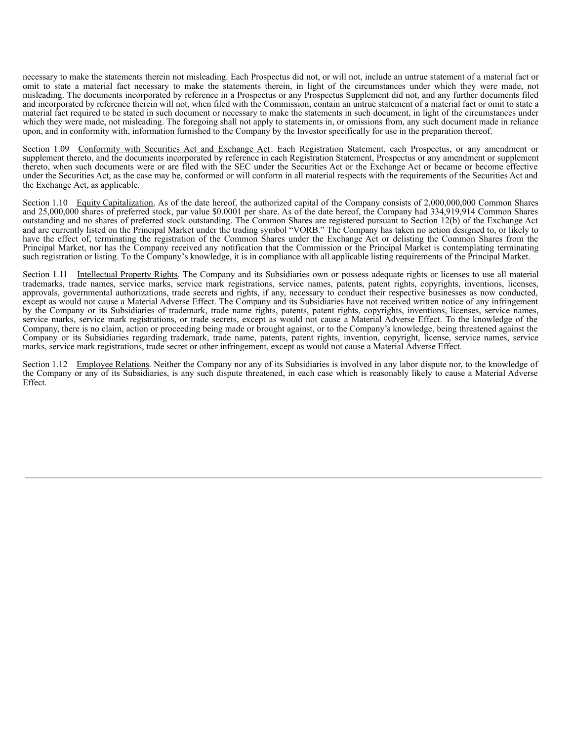necessary to make the statements therein not misleading. Each Prospectus did not, or will not, include an untrue statement of a material fact or omit to state a material fact necessary to make the statements therein, in light of the circumstances under which they were made, not misleading. The documents incorporated by reference in a Prospectus or any Prospectus Supplement did not, and any further documents filed and incorporated by reference therein will not, when filed with the Commission, contain an untrue statement of a material fact or omit to state a material fact required to be stated in such document or necessary to make the statements in such document, in light of the circumstances under which they were made, not misleading. The foregoing shall not apply to statements in, or omissions from, any such document made in reliance upon, and in conformity with, information furnished to the Company by the Investor specifically for use in the preparation thereof.

Section 1.09 Conformity with Securities Act and Exchange Act. Each Registration Statement, each Prospectus, or any amendment or supplement thereto, and the documents incorporated by reference in each Registration Statement, Prospectus or any amendment or supplement thereto, when such documents were or are filed with the SEC under the Securities Act or the Exchange Act or became or become effective under the Securities Act, as the case may be, conformed or will conform in all material respects with the requirements of the Securities Act and the Exchange Act, as applicable.

Section 1.10 Equity Capitalization. As of the date hereof, the authorized capital of the Company consists of 2,000,000,000 Common Shares and 25,000,000 shares of preferred stock, par value $0.0001 per share. As of the date hereof, the Company had 334,919,914 Common Shares outstanding and no shares of preferred stock outstanding. The Common Shares are registered pursuant to Section 12(b) of the Exchange Act and are currently listed on the Principal Market under the trading symbol "VORB." The Company has taken no action designed to, or likely to have the effect of, terminating the registration of the Common Shares under the Exchange Act or delisting the Common Shares from the Principal Market, nor has the Company received any notification that the Commission or the Principal Market is contemplating terminating such registration or listing. To the Company's knowledge, it is in compliance with all applicable listing requirements of the Principal Market.

Section 1.11 Intellectual Property Rights. The Company and its Subsidiaries own or possess adequate rights or licenses to use all material trademarks, trade names, service marks, service mark registrations, service names, patents, patent rights, copyrights, inventions, licenses, approvals, governmental authorizations, trade secrets and rights, if any, necessary to conduct their respective businesses as now conducted, except as would not cause a Material Adverse Effect. The Company and its Subsidiaries have not received written notice of any infringement by the Company or its Subsidiaries of trademark, trade name rights, patents, patent rights, copyrights, inventions, licenses, service names, service marks, service mark registrations, or trade secrets, except as would not cause a Material Adverse Effect. To the knowledge of the Company, there is no claim, action or proceeding being made or brought against, or to the Company's knowledge, being threatened against the Company or its Subsidiaries regarding trademark, trade name, patents, patent rights, invention, copyright, license, service names, service marks, service mark registrations, trade secret or other infringement, except as would not cause a Material Adverse Effect.

Section 1.12 Employee Relations. Neither the Company nor any of its Subsidiaries is involved in any labor dispute nor, to the knowledge of the Company or any of its Subsidiaries, is any such dispute threatened, in each case which is reasonably likely to cause a Material Adverse Effect.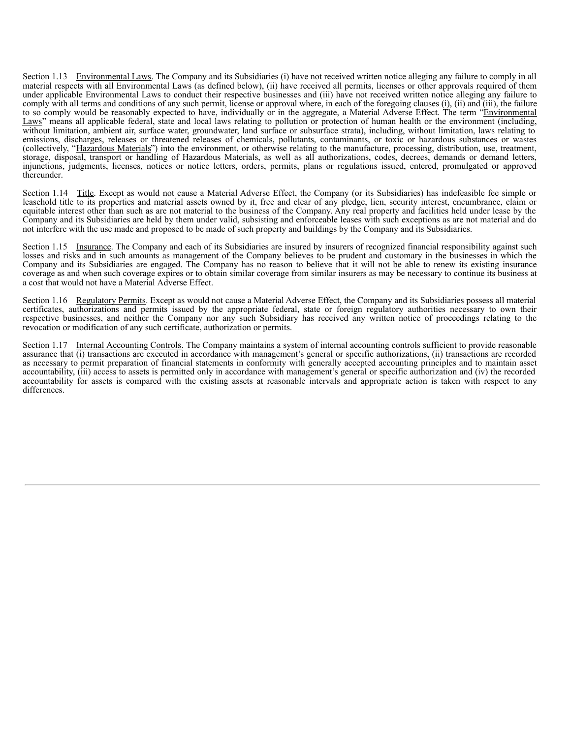Section 1.13 Environmental Laws. The Company and its Subsidiaries (i) have not received written notice alleging any failure to comply in all material respects with all Environmental Laws (as defined below), (ii) have received all permits, licenses or other approvals required of them under applicable Environmental Laws to conduct their respective businesses and (iii) have not received written notice alleging any failure to comply with all terms and conditions of any such permit, license or approval where, in each of the foregoing clauses (i), (ii) and (iii), the failure to so comply would be reasonably expected to have, individually or in the aggregate, a Material Adverse Effect. The term "Environmental Laws" means all applicable federal, state and local laws relating to pollution or protection of human health or the environment (including, without limitation, ambient air, surface water, groundwater, land surface or subsurface strata), including, without limitation, laws relating to emissions, discharges, releases or threatened releases of chemicals, pollutants, contaminants, or toxic or hazardous substances or wastes (collectively, "Hazardous Materials") into the environment, or otherwise relating to the manufacture, processing, distribution, use, treatment, storage, disposal, transport or handling of Hazardous Materials, as well as all authorizations, codes, decrees, demands or demand letters, injunctions, judgments, licenses, notices or notice letters, orders, permits, plans or regulations issued, entered, promulgated or approved thereunder.

Section 1.14 Title. Except as would not cause a Material Adverse Effect, the Company (or its Subsidiaries) has indefeasible fee simple or leasehold title to its properties and material assets owned by it, free and clear of any pledge, lien, security interest, encumbrance, claim or equitable interest other than such as are not material to the business of the Company. Any real property and facilities held under lease by the Company and its Subsidiaries are held by them under valid, subsisting and enforceable leases with such exceptions as are not material and do not interfere with the use made and proposed to be made of such property and buildings by the Company and its Subsidiaries.

Section 1.15 Insurance. The Company and each of its Subsidiaries are insured by insurers of recognized financial responsibility against such losses and risks and in such amounts as management of the Company believes to be prudent and customary in the businesses in which the Company and its Subsidiaries are engaged. The Company has no reason to believe that it will not be able to renew its existing insurance coverage as and when such coverage expires or to obtain similar coverage from similar insurers as may be necessary to continue its business at a cost that would not have a Material Adverse Effect.

Section 1.16 Regulatory Permits. Except as would not cause a Material Adverse Effect, the Company and its Subsidiaries possess all material certificates, authorizations and permits issued by the appropriate federal, state or foreign regulatory authorities necessary to own their respective businesses, and neither the Company nor any such Subsidiary has received any written notice of proceedings relating to the revocation or modification of any such certificate, authorization or permits.

Section 1.17 Internal Accounting Controls. The Company maintains a system of internal accounting controls sufficient to provide reasonable assurance that (i) transactions are executed in accordance with management's general or specific authorizations, (ii) transactions are recorded as necessary to permit preparation of financial statements in conformity with generally accepted accounting principles and to maintain asset accountability, (iii) access to assets is permitted only in accordance with management's general or specific authorization and (iv) the recorded accountability for assets is compared with the existing assets at reasonable intervals and appropriate action is taken with respect to any differences.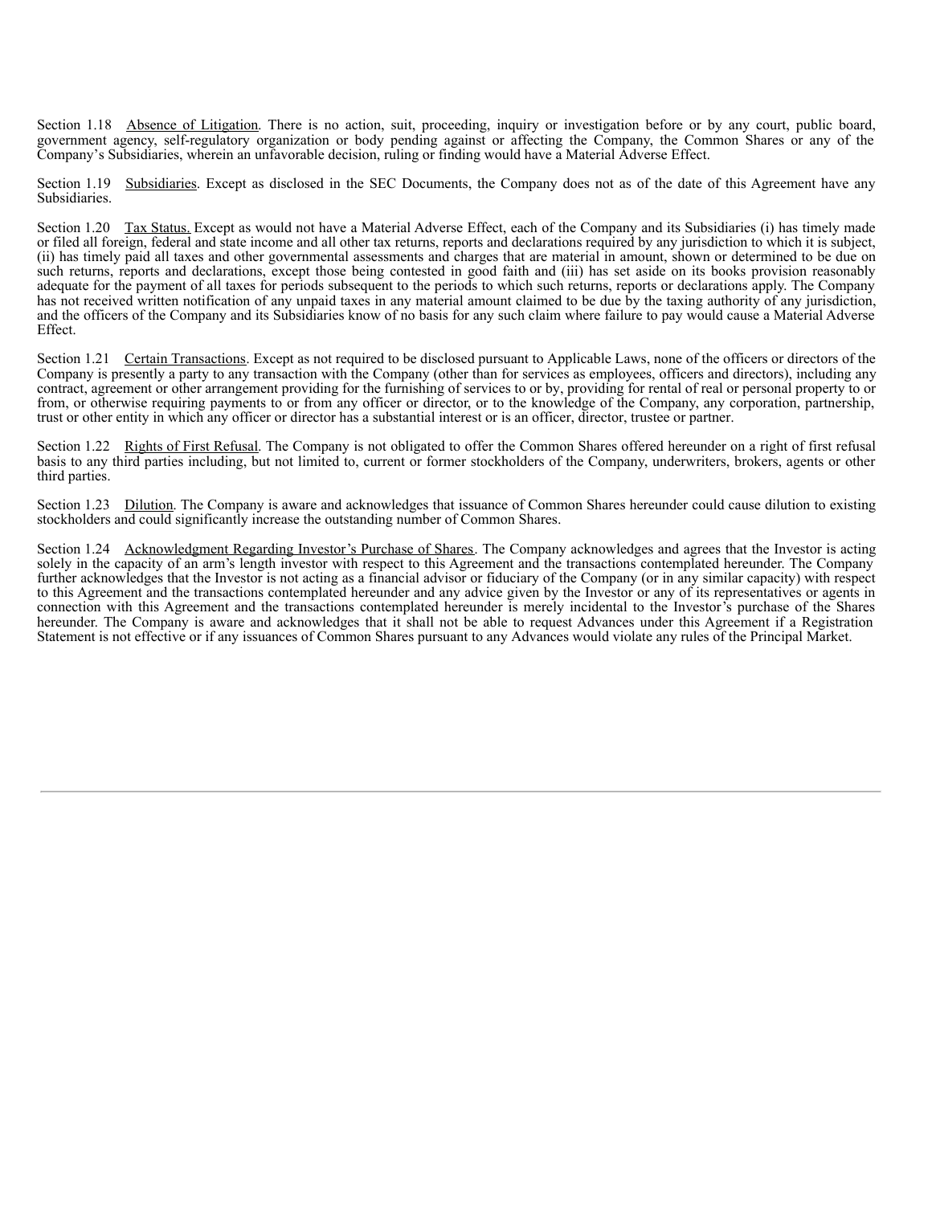Section 1.18 Absence of Litigation. There is no action, suit, proceeding, inquiry or investigation before or by any court, public board, government agency, self-regulatory organization or body pending against or affecting the Company, the Common Shares or any of the Company's Subsidiaries, wherein an unfavorable decision, ruling or finding would have a Material Adverse Effect.

Section 1.19 Subsidiaries. Except as disclosed in the SEC Documents, the Company does not as of the date of this Agreement have any Subsidiaries.

Section 1.20 Tax Status. Except as would not have a Material Adverse Effect, each of the Company and its Subsidiaries (i) has timely made or filed all foreign, federal and state income and all other tax returns, reports and declarations required by any jurisdiction to which it is subject, (ii) has timely paid all taxes and other governmental assessments and charges that are material in amount, shown or determined to be due on such returns, reports and declarations, except those being contested in good faith and (iii) has set aside on its books provision reasonably adequate for the payment of all taxes for periods subsequent to the periods to which such returns, reports or declarations apply. The Company has not received written notification of any unpaid taxes in any material amount claimed to be due by the taxing authority of any jurisdiction, and the officers of the Company and its Subsidiaries know of no basis for any such claim where failure to pay would cause a Material Adverse Effect.

Section 1.21 Certain Transactions. Except as not required to be disclosed pursuant to Applicable Laws, none of the officers or directors of the Company is presently a party to any transaction with the Company (other than for services as employees, officers and directors), including any contract, agreement or other arrangement providing for the furnishing of services to or by, providing for rental of real or personal property to or from, or otherwise requiring payments to or from any officer or director, or to the knowledge of the Company, any corporation, partnership, trust or other entity in which any officer or director has a substantial interest or is an officer, director, trustee or partner.

Section 1.22 Rights of First Refusal. The Company is not obligated to offer the Common Shares offered hereunder on a right of first refusal basis to any third parties including, but not limited to, current or former stockholders of the Company, underwriters, brokers, agents or other third parties.

Section 1.23 Dilution. The Company is aware and acknowledges that issuance of Common Shares hereunder could cause dilution to existing stockholders and could significantly increase the outstanding number of Common Shares.

Section 1.24 Acknowledgment Regarding Investor's Purchase of Shares. The Company acknowledges and agrees that the Investor is acting solely in the capacity of an arm's length investor with respect to this Agreement and the transactions contemplated hereunder. The Company further acknowledges that the Investor is not acting as a financial advisor or fiduciary of the Company (or in any similar capacity) with respect to this Agreement and the transactions contemplated hereunder and any advice given by the Investor or any of its representatives or agents in connection with this Agreement and the transactions contemplated hereunder is merely incidental to the Investor's purchase of the Shares hereunder. The Company is aware and acknowledges that it shall not be able to request Advances under this Agreement if a Registration Statement is not effective or if any issuances of Common Shares pursuant to any Advances would violate any rules of the Principal Market.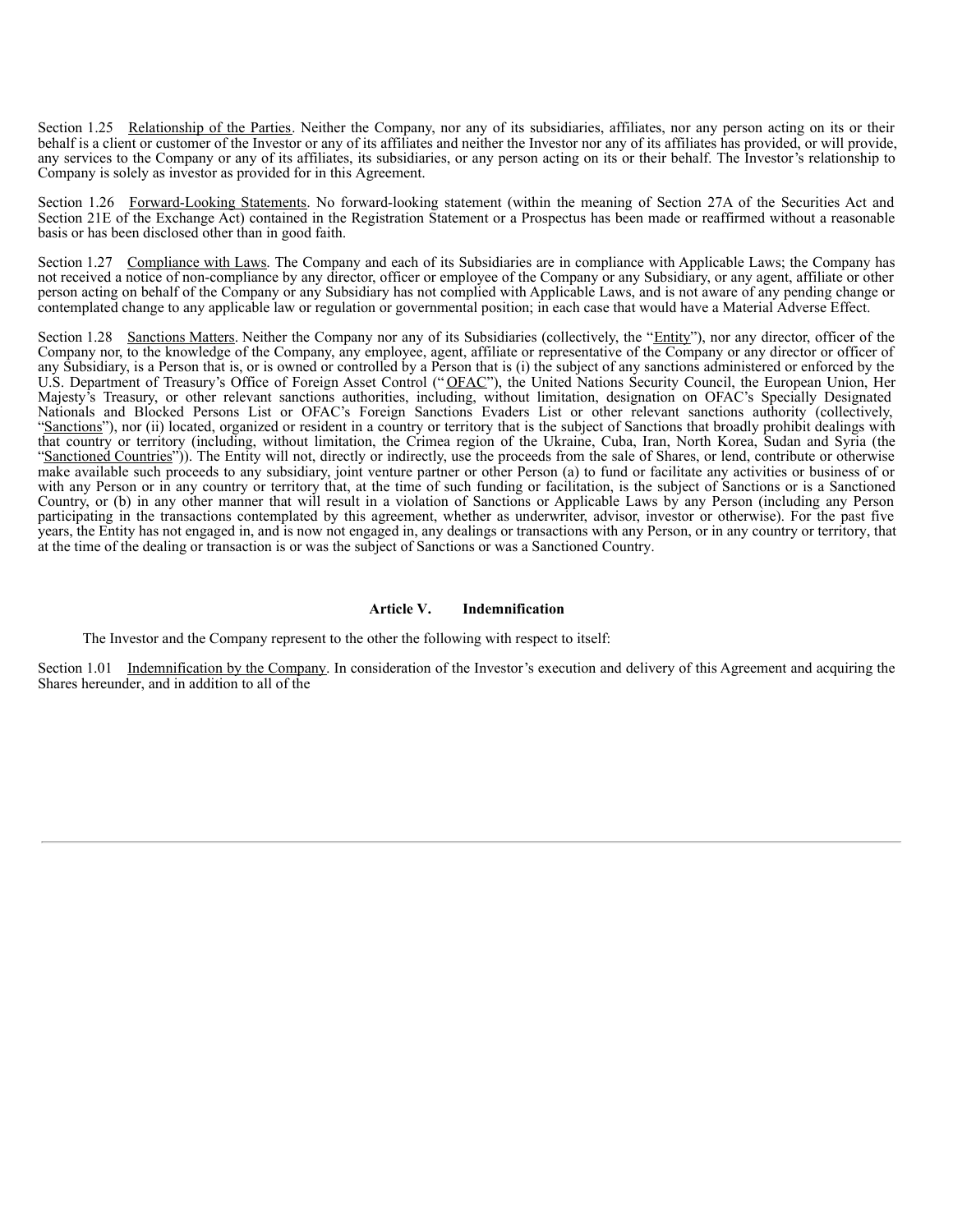Section 1.25 Relationship of the Parties. Neither the Company, nor any of its subsidiaries, affiliates, nor any person acting on its or their behalf is a client or customer of the Investor or any of its affiliates and neither the Investor nor any of its affiliates has provided, or will provide, any services to the Company or any of its affiliates, its subsidiaries, or any person acting on its or their behalf. The Investor's relationship to Company is solely as investor as provided for in this Agreement.

Section 1.26 Forward-Looking Statements. No forward-looking statement (within the meaning of Section 27A of the Securities Act and Section 21E of the Exchange Act) contained in the Registration Statement or a Prospectus has been made or reaffirmed without a reasonable basis or has been disclosed other than in good faith.

Section 1.27 Compliance with Laws. The Company and each of its Subsidiaries are in compliance with Applicable Laws; the Company has not received a notice of non-compliance by any director, officer or employee of the Company or any Subsidiary, or any agent, affiliate or other person acting on behalf of the Company or any Subsidiary has not complied with Applicable Laws, and is not aware of any pending change or contemplated change to any applicable law or regulation or governmental position; in each case that would have a Material Adverse Effect.

Section 1.28 Sanctions Matters. Neither the Company nor any of its Subsidiaries (collectively, the "Entity"), nor any director, officer of the Company nor, to the knowledge of the Company, any employee, agent, affiliate or representative of the Company or any director or officer of any Subsidiary, is a Person that is, or is owned or controlled by a Person that is (i) the subject of any sanctions administered or enforced by the U.S. Department of Treasury's Office of Foreign Asset Control ("OFAC"), the United Nations Security Council, the European Union, Her Majesty's Treasury, or other relevant sanctions authorities, including, without limitation, designation on OFAC's Specially Designated Nationals and Blocked Persons List or OFAC's Foreign Sanctions Evaders List or other relevant sanctions authority (collectively, "Sanctions"), nor (ii) located, organized or resident in a country or territory that is the subject of Sanctions that broadly prohibit dealings with that country or territory (including, without limitation, the Crimea region of the Ukraine, Cuba, Iran, North Korea, Sudan and Syria (the "Sanctioned Countries")). The Entity will not, directly or indirectly, use the proceeds from the sale of Shares, or lend, contribute or otherwise make available such proceeds to any subsidiary, joint venture partner or other Person (a) to fund or facilitate any activities or business of or with any Person or in any country or territory that, at the time of such funding or facilitation, is the subject of Sanctions or is a Sanctioned Country, or (b) in any other manner that will result in a violation of Sanctions or Applicable Laws by any Person (including any Person participating in the transactions contemplated by this agreement, whether as underwriter, advisor, investor or otherwise). For the past five years, the Entity has not engaged in, and is now not engaged in, any dealings or transactions with any Person, or in any country or territory, that at the time of the dealing or transaction is or was the subject of Sanctions or was a Sanctioned Country.

## Article V. Indemnification

The Investor and the Company represent to the other the following with respect to itself:

Section 1.01 Indemnification by the Company. In consideration of the Investor's execution and delivery of this Agreement and acquiring the Shares hereunder, and in addition to all of the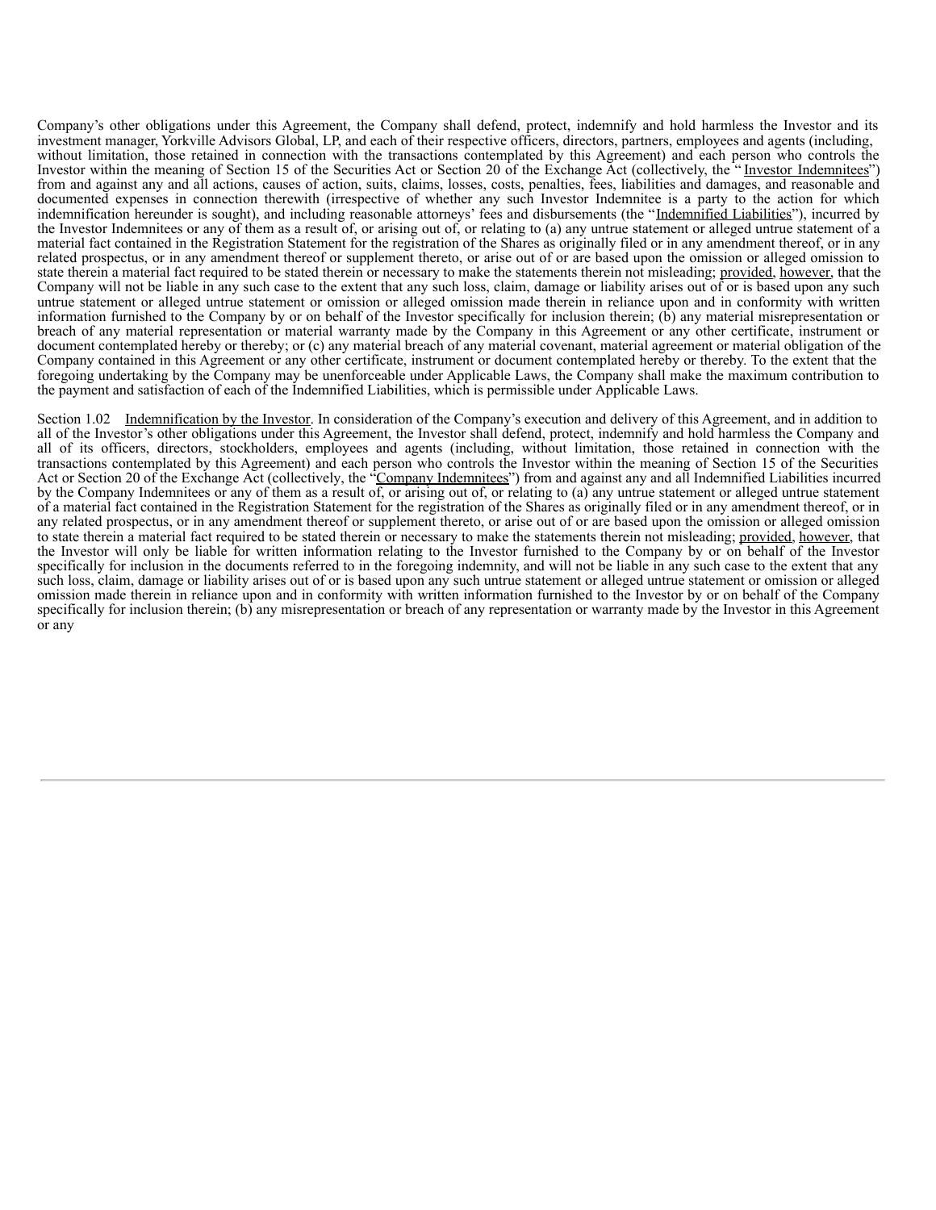Company's other obligations under this Agreement, the Company shall defend, protect, indemnify and hold harmless the Investor and its investment manager, Yorkville Advisors Global, LP, and each of their respective officers, directors, partners, employees and agents (including, without limitation, those retained in connection with the transactions contemplated by this Agreement) and each person who controls the Investor within the meaning of Section 15 of the Securities Act or Section 20 of the Exchange Act (collectively, the "Investor Indemnitees") from and against any and all actions, causes of action, suits, claims, losses, costs, penalties, fees, liabilities and damages, and reasonable and documented expenses in connection therewith (irrespective of whether any such Investor Indemnitee is a party to the action for which indemnification hereunder is sought), and including reasonable attorneys' fees and disbursements (the "Indemnified Liabilities"), incurred by the Investor Indemnitees or any of them as a result of, or arising out of, or relating to (a) any untrue statement or alleged untrue statement of a material fact contained in the Registration Statement for the registration of the Shares as originally filed or in any amendment thereof, or in any related prospectus, or in any amendment thereof or supplement thereto, or arise out of or are based upon the omission or alleged omission to state therein a material fact required to be stated therein or necessary to make the statements therein not misleading; provided, however, that the Company will not be liable in any such case to the extent that any such loss, claim, damage or liability arises out of or is based upon any such untrue statement or alleged untrue statement or omission or alleged omission made therein in reliance upon and in conformity with written information furnished to the Company by or on behalf of the Investor specifically for inclusion therein; (b) any material misrepresentation or breach of any material representation or material warranty made by the Company in this Agreement or any other certificate, instrument or document contemplated hereby or thereby; or (c) any material breach of any material covenant, material agreement or material obligation of the Company contained in this Agreement or any other certificate, instrument or document contemplated hereby or thereby. To the extent that the foregoing undertaking by the Company may be unenforceable under Applicable Laws, the Company shall make the maximum contribution to the payment and satisfaction of each of the Indemnified Liabilities, which is permissible under Applicable Laws.

Section 1.02 Indemnification by the Investor. In consideration of the Company's execution and delivery of this Agreement, and in addition to all of the Investor's other obligations under this Agreement, the Investor shall defend, protect, indemnify and hold harmless the Company and all of its officers, directors, stockholders, employees and agents (including, without limitation, those retained in connection with the transactions contemplated by this Agreement) and each person who controls the Investor within the meaning of Section 15 of the Securities Act or Section 20 of the Exchange Act (collectively, the "Company Indemnitees") from and against any and all Indemnified Liabilities incurred by the Company Indemnitees or any of them as a result of, or arising out of, or relating to (a) any untrue statement or alleged untrue statement of a material fact contained in the Registration Statement for the registration of the Shares as originally filed or in any amendment thereof, or in any related prospectus, or in any amendment thereof or supplement thereto, or arise out of or are based upon the omission or alleged omission to state therein a material fact required to be stated therein or necessary to make the statements therein not misleading; provided, however, that the Investor will only be liable for written information relating to the Investor furnished to the Company by or on behalf of the Investor specifically for inclusion in the documents referred to in the foregoing indemnity, and will not be liable in any such case to the extent that any such loss, claim, damage or liability arises out of or is based upon any such untrue statement or alleged untrue statement or omission or alleged omission made therein in reliance upon and in conformity with written information furnished to the Investor by or on behalf of the Company specifically for inclusion therein; (b) any misrepresentation or breach of any representation or warranty made by the Investor in this Agreement or any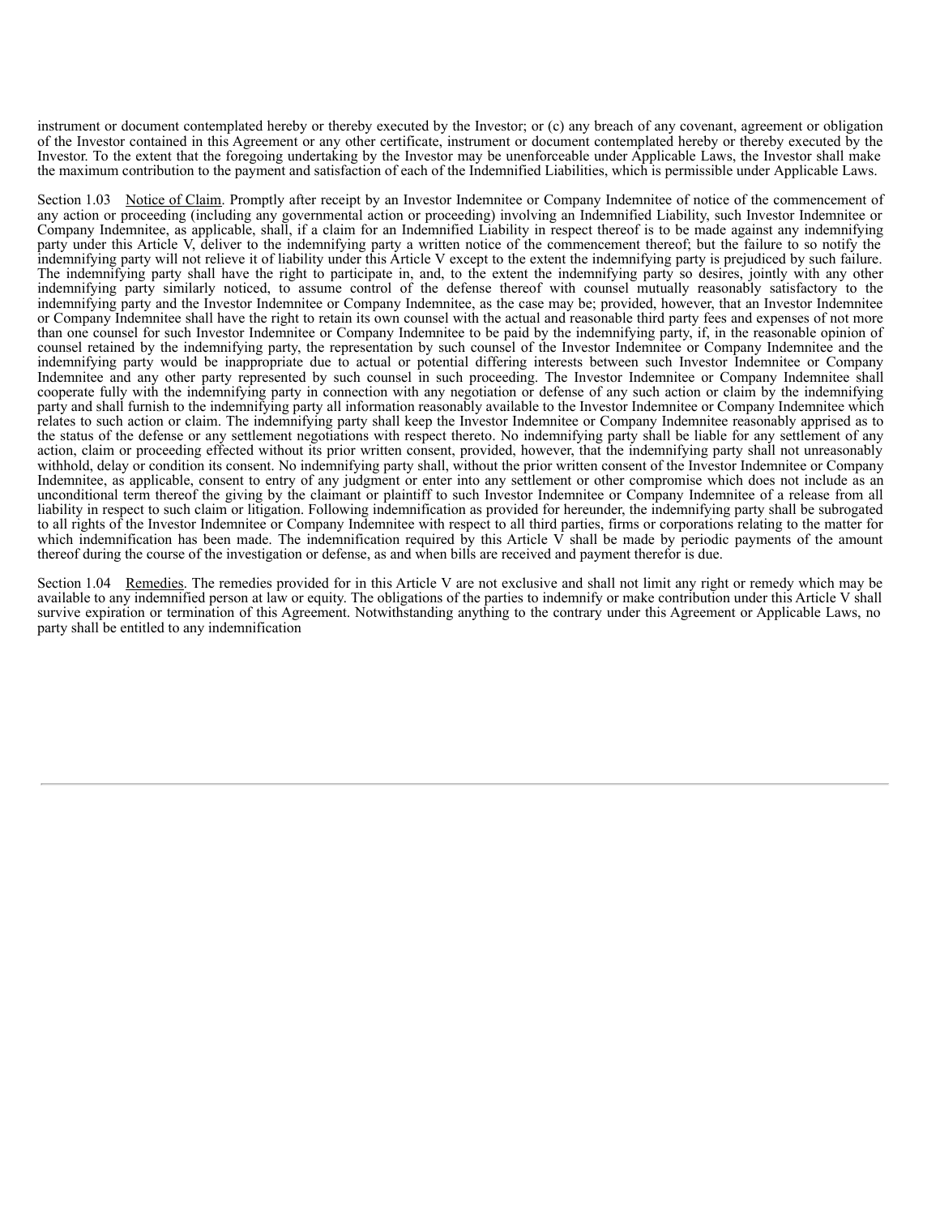instrument or document contemplated hereby or thereby executed by the Investor; or (c) any breach of any covenant, agreement or obligation of the Investor contained in this Agreement or any other certificate, instrument or document contemplated hereby or thereby executed by the Investor. To the extent that the foregoing undertaking by the Investor may be unenforceable under Applicable Laws, the Investor shall make the maximum contribution to the payment and satisfaction of each of the Indemnified Liabilities, which is permissible under Applicable Laws.

Section 1.03 Notice of Claim. Promptly after receipt by an Investor Indemnitee or Company Indemnitee of notice of the commencement of any action or proceeding (including any governmental action or proceeding) involving an Indemnified Liability, such Investor Indemnitee or Company Indemnitee, as applicable, shall, if a claim for an Indemnified Liability in respect thereof is to be made against any indemnifying party under this Article V, deliver to the indemnifying party a written notice of the commencement thereof; but the failure to so notify the indemnifying party will not relieve it of liability under this Article V except to the extent the indemnifying party is prejudiced by such failure. The indemnifying party shall have the right to participate in, and, to the extent the indemnifying party so desires, jointly with any other indemnifying party similarly noticed, to assume control of the defense thereof with counsel mutually reasonably satisfactory to the indemnifying party and the Investor Indemnitee or Company Indemnitee, as the case may be; provided, however, that an Investor Indemnitee or Company Indemnitee shall have the right to retain its own counsel with the actual and reasonable third party fees and expenses of not more than one counsel for such Investor Indemnitee or Company Indemnitee to be paid by the indemnifying party, if, in the reasonable opinion of counsel retained by the indemnifying party, the representation by such counsel of the Investor Indemnitee or Company Indemnitee and the indemnifying party would be inappropriate due to actual or potential differing interests between such Investor Indemnitee or Company Indemnitee and any other party represented by such counsel in such proceeding. The Investor Indemnitee or Company Indemnitee shall cooperate fully with the indemnifying party in connection with any negotiation or defense of any such action or claim by the indemnifying party and shall furnish to the indemnifying party all information reasonably available to the Investor Indemnitee or Company Indemnitee which relates to such action or claim. The indemnifying party shall keep the Investor Indemnitee or Company Indemnitee reasonably apprised as to the status of the defense or any settlement negotiations with respect thereto. No indemnifying party shall be liable for any settlement of any action, claim or proceeding effected without its prior written consent, provided, however, that the indemnifying party shall not unreasonably withhold, delay or condition its consent. No indemnifying party shall, without the prior written consent of the Investor Indemnitee or Company Indemnitee, as applicable, consent to entry of any judgment or enter into any settlement or other compromise which does not include as an unconditional term thereof the giving by the claimant or plaintiff to such Investor Indemnitee or Company Indemnitee of a release from all liability in respect to such claim or litigation. Following indemnification as provided for hereunder, the indemnifying party shall be subrogated to all rights of the Investor Indemnitee or Company Indemnitee with respect to all third parties, firms or corporations relating to the matter for which indemnification has been made. The indemnification required by this Article V shall be made by periodic payments of the amount thereof during the course of the investigation or defense, as and when bills are received and payment therefor is due.

Section 1.04 Remedies. The remedies provided for in this Article V are not exclusive and shall not limit any right or remedy which may be available to any indemnified person at law or equity. The obligations of the parties to indemnify or make contribution under this Article V shall survive expiration or termination of this Agreement. Notwithstanding anything to the contrary under this Agreement or Applicable Laws, no party shall be entitled to any indemnification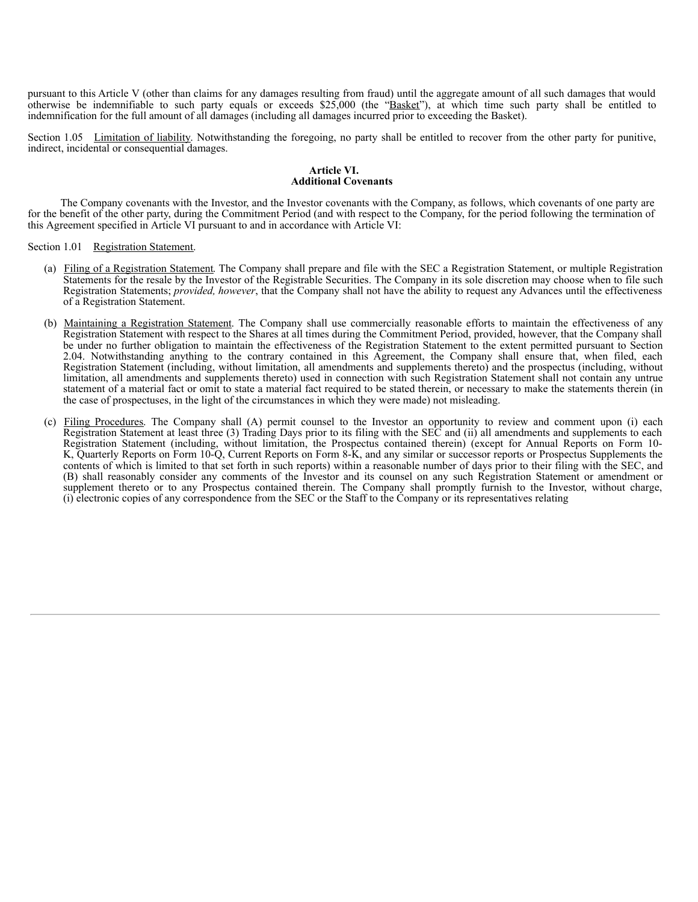pursuant to this Article V (other than claims for any damages resulting from fraud) until the aggregate amount of all such damages that would otherwise be indemnifiable to such party equals or exceeds $25,000 (the "Basket"), at which time such party shall be entitled to indemnification for the full amount of all damages (including all damages incurred prior to exceeding the Basket).

Section 1.05 Limitation of liability. Notwithstanding the foregoing, no party shall be entitled to recover from the other party for punitive, indirect, incidental or consequential damages.

## Article VI.
## Additional Covenants

The Company covenants with the Investor, and the Investor covenants with the Company, as follows, which covenants of one party are for the benefit of the other party, during the Commitment Period (and with respect to the Company, for the period following the termination of this Agreement specified in Article VI pursuant to and in accordance with Article VI:

Section 1.01 Registration Statement.

(a) Filing of a Registration Statement. The Company shall prepare and file with the SEC a Registration Statement, or multiple Registration Statements for the resale by the Investor of the Registrable Securities. The Company in its sole discretion may choose when to file such Registration Statements; *provided, however*, that the Company shall not have the ability to request any Advances until the effectiveness of a Registration Statement.

(b) Maintaining a Registration Statement. The Company shall use commercially reasonable efforts to maintain the effectiveness of any Registration Statement with respect to the Shares at all times during the Commitment Period, provided, however, that the Company shall be under no further obligation to maintain the effectiveness of the Registration Statement to the extent permitted pursuant to Section 2.04. Notwithstanding anything to the contrary contained in this Agreement, the Company shall ensure that, when filed, each Registration Statement (including, without limitation, all amendments and supplements thereto) and the prospectus (including, without limitation, all amendments and supplements thereto) used in connection with such Registration Statement shall not contain any untrue statement of a material fact or omit to state a material fact required to be stated therein, or necessary to make the statements therein (in the case of prospectuses, in the light of the circumstances in which they were made) not misleading.

(c) Filing Procedures. The Company shall (A) permit counsel to the Investor an opportunity to review and comment upon (i) each Registration Statement at least three (3) Trading Days prior to its filing with the SEC and (ii) all amendments and supplements to each Registration Statement (including, without limitation, the Prospectus contained therein) (except for Annual Reports on Form 10-K, Quarterly Reports on Form 10-Q, Current Reports on Form 8-K, and any similar or successor reports or Prospectus Supplements the contents of which is limited to that set forth in such reports) within a reasonable number of days prior to their filing with the SEC, and (B) shall reasonably consider any comments of the Investor and its counsel on any such Registration Statement or amendment or supplement thereto or to any Prospectus contained therein. The Company shall promptly furnish to the Investor, without charge, (i) electronic copies of any correspondence from the SEC or the Staff to the Company or its representatives relating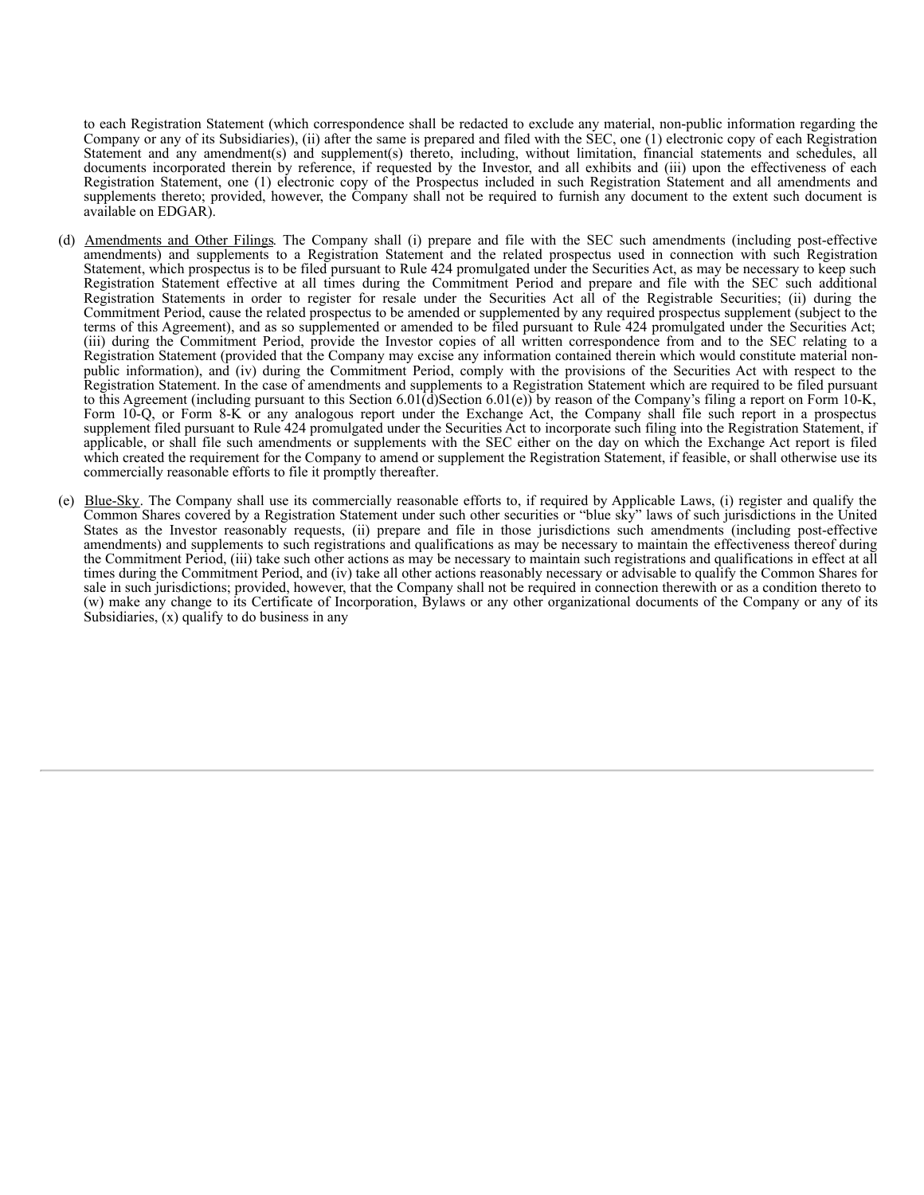to each Registration Statement (which correspondence shall be redacted to exclude any material, non-public information regarding the Company or any of its Subsidiaries), (ii) after the same is prepared and filed with the SEC, one (1) electronic copy of each Registration Statement and any amendment(s) and supplement(s) thereto, including, without limitation, financial statements and schedules, all documents incorporated therein by reference, if requested by the Investor, and all exhibits and (iii) upon the effectiveness of each Registration Statement, one (1) electronic copy of the Prospectus included in such Registration Statement and all amendments and supplements thereto; provided, however, the Company shall not be required to furnish any document to the extent such document is available on EDGAR).

(d) Amendments and Other Filings. The Company shall (i) prepare and file with the SEC such amendments (including post-effective amendments) and supplements to a Registration Statement and the related prospectus used in connection with such Registration Statement, which prospectus is to be filed pursuant to Rule 424 promulgated under the Securities Act, as may be necessary to keep such Registration Statement effective at all times during the Commitment Period and prepare and file with the SEC such additional Registration Statements in order to register for resale under the Securities Act all of the Registrable Securities; (ii) during the Commitment Period, cause the related prospectus to be amended or supplemented by any required prospectus supplement (subject to the terms of this Agreement), and as so supplemented or amended to be filed pursuant to Rule 424 promulgated under the Securities Act; (iii) during the Commitment Period, provide the Investor copies of all written correspondence from and to the SEC relating to a Registration Statement (provided that the Company may excise any information contained therein which would constitute material non-public information), and (iv) during the Commitment Period, comply with the provisions of the Securities Act with respect to the Registration Statement. In the case of amendments and supplements to a Registration Statement which are required to be filed pursuant to this Agreement (including pursuant to this Section 6.01(d)Section 6.01(e)) by reason of the Company's filing a report on Form 10-K, Form 10-Q, or Form 8-K or any analogous report under the Exchange Act, the Company shall file such report in a prospectus supplement filed pursuant to Rule 424 promulgated under the Securities Act to incorporate such filing into the Registration Statement, if applicable, or shall file such amendments or supplements with the SEC either on the day on which the Exchange Act report is filed which created the requirement for the Company to amend or supplement the Registration Statement, if feasible, or shall otherwise use its commercially reasonable efforts to file it promptly thereafter.

(e) Blue-Sky. The Company shall use its commercially reasonable efforts to, if required by Applicable Laws, (i) register and qualify the Common Shares covered by a Registration Statement under such other securities or "blue sky" laws of such jurisdictions in the United States as the Investor reasonably requests, (ii) prepare and file in those jurisdictions such amendments (including post-effective amendments) and supplements to such registrations and qualifications as may be necessary to maintain the effectiveness thereof during the Commitment Period, (iii) take such other actions as may be necessary to maintain such registrations and qualifications in effect at all times during the Commitment Period, and (iv) take all other actions reasonably necessary or advisable to qualify the Common Shares for sale in such jurisdictions; provided, however, that the Company shall not be required in connection therewith or as a condition thereto to (w) make any change to its Certificate of Incorporation, Bylaws or any other organizational documents of the Company or any of its Subsidiaries, (x) qualify to do business in any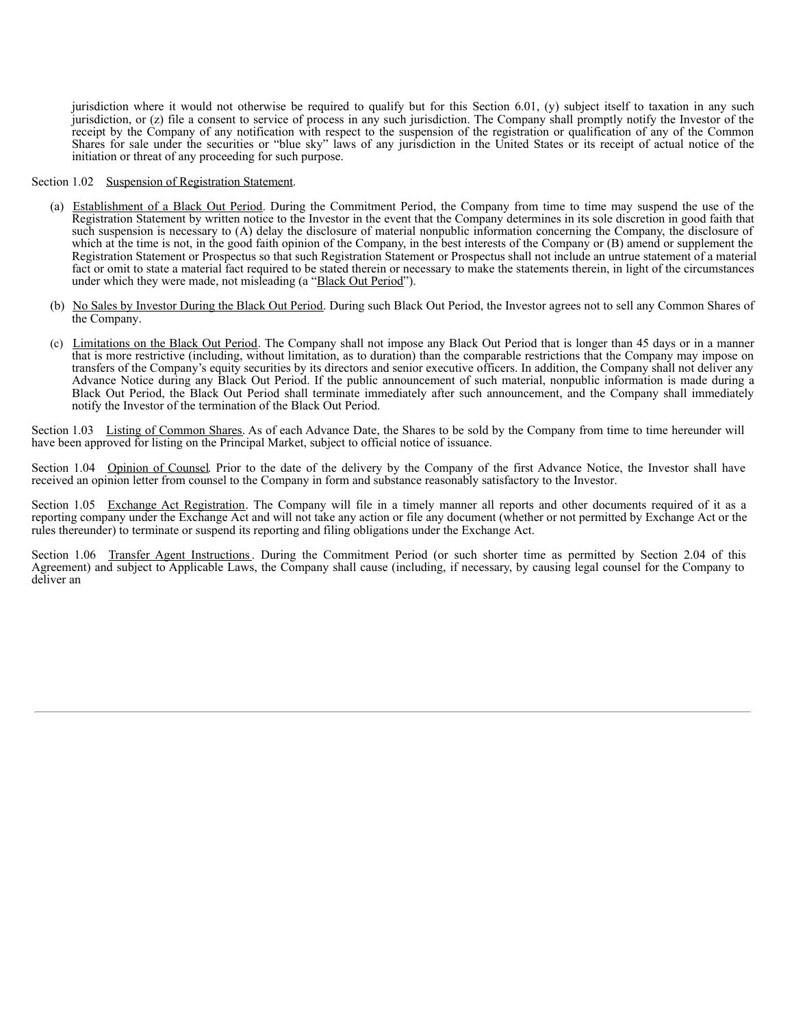jurisdiction where it would not otherwise be required to qualify but for this Section 6.01, (y) subject itself to taxation in any such jurisdiction, or (z) file a consent to service of process in any such jurisdiction. The Company shall promptly notify the Investor of the receipt by the Company of any notification with respect to the suspension of the registration or qualification of any of the Common Shares for sale under the securities or "blue sky" laws of any jurisdiction in the United States or its receipt of actual notice of the initiation or threat of any proceeding for such purpose.

Section 1.02 Suspension of Registration Statement.

(a) Establishment of a Black Out Period. During the Commitment Period, the Company from time to time may suspend the use of the Registration Statement by written notice to the Investor in the event that the Company determines in its sole discretion in good faith that such suspension is necessary to (A) delay the disclosure of material nonpublic information concerning the Company, the disclosure of which at the time is not, in the good faith opinion of the Company, in the best interests of the Company or (B) amend or supplement the Registration Statement or Prospectus so that such Registration Statement or Prospectus shall not include an untrue statement of a material fact or omit to state a material fact required to be stated therein or necessary to make the statements therein, in light of the circumstances under which they were made, not misleading (a "Black Out Period").

(b) No Sales by Investor During the Black Out Period. During such Black Out Period, the Investor agrees not to sell any Common Shares of the Company.

(c) Limitations on the Black Out Period. The Company shall not impose any Black Out Period that is longer than 45 days or in a manner that is more restrictive (including, without limitation, as to duration) than the comparable restrictions that the Company may impose on transfers of the Company's equity securities by its directors and senior executive officers. In addition, the Company shall not deliver any Advance Notice during any Black Out Period. If the public announcement of such material, nonpublic information is made during a Black Out Period, the Black Out Period shall terminate immediately after such announcement, and the Company shall immediately notify the Investor of the termination of the Black Out Period.

Section 1.03 Listing of Common Shares. As of each Advance Date, the Shares to be sold by the Company from time to time hereunder will have been approved for listing on the Principal Market, subject to official notice of issuance.

Section 1.04 Opinion of Counsel. Prior to the date of the delivery by the Company of the first Advance Notice, the Investor shall have received an opinion letter from counsel to the Company in form and substance reasonably satisfactory to the Investor.

Section 1.05 Exchange Act Registration. The Company will file in a timely manner all reports and other documents required of it as a reporting company under the Exchange Act and will not take any action or file any document (whether or not permitted by Exchange Act or the rules thereunder) to terminate or suspend its reporting and filing obligations under the Exchange Act.

Section 1.06 Transfer Agent Instructions. During the Commitment Period (or such shorter time as permitted by Section 2.04 of this Agreement) and subject to Applicable Laws, the Company shall cause (including, if necessary, by causing legal counsel for the Company to deliver an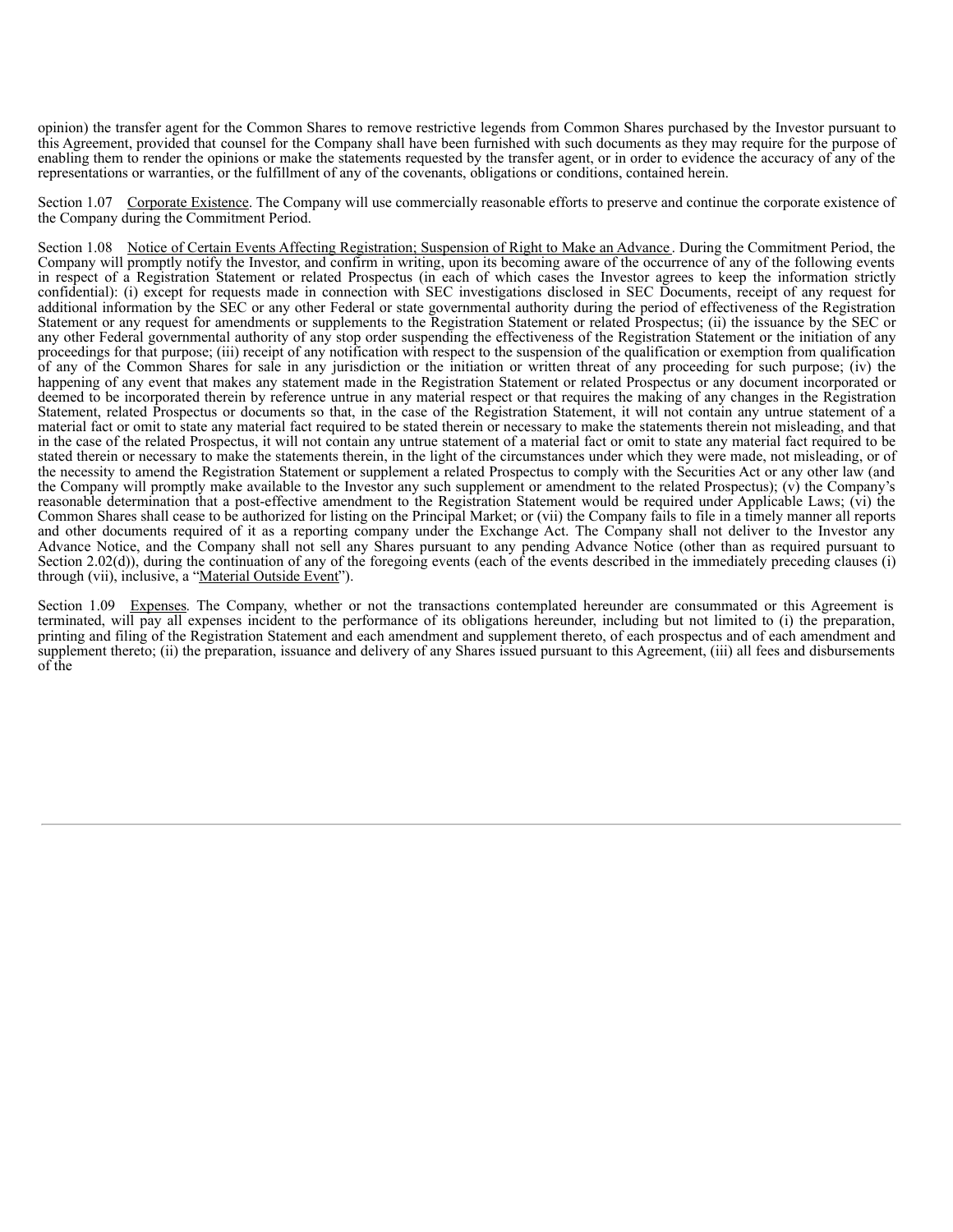opinion) the transfer agent for the Common Shares to remove restrictive legends from Common Shares purchased by the Investor pursuant to this Agreement, provided that counsel for the Company shall have been furnished with such documents as they may require for the purpose of enabling them to render the opinions or make the statements requested by the transfer agent, or in order to evidence the accuracy of any of the representations or warranties, or the fulfillment of any of the covenants, obligations or conditions, contained herein.

Section 1.07 Corporate Existence. The Company will use commercially reasonable efforts to preserve and continue the corporate existence of the Company during the Commitment Period.

Section 1.08 Notice of Certain Events Affecting Registration; Suspension of Right to Make an Advance. During the Commitment Period, the Company will promptly notify the Investor, and confirm in writing, upon its becoming aware of the occurrence of any of the following events in respect of a Registration Statement or related Prospectus (in each of which cases the Investor agrees to keep the information strictly confidential): (i) except for requests made in connection with SEC investigations disclosed in SEC Documents, receipt of any request for additional information by the SEC or any other Federal or state governmental authority during the period of effectiveness of the Registration Statement or any request for amendments or supplements to the Registration Statement or related Prospectus; (ii) the issuance by the SEC or any other Federal governmental authority of any stop order suspending the effectiveness of the Registration Statement or the initiation of any proceedings for that purpose; (iii) receipt of any notification with respect to the suspension of the qualification or exemption from qualification of any of the Common Shares for sale in any jurisdiction or the initiation or written threat of any proceeding for such purpose; (iv) the happening of any event that makes any statement made in the Registration Statement or related Prospectus or any document incorporated or deemed to be incorporated therein by reference untrue in any material respect or that requires the making of any changes in the Registration Statement, related Prospectus or documents so that, in the case of the Registration Statement, it will not contain any untrue statement of a material fact or omit to state any material fact required to be stated therein or necessary to make the statements therein not misleading, and that in the case of the related Prospectus, it will not contain any untrue statement of a material fact or omit to state any material fact required to be stated therein or necessary to make the statements therein, in the light of the circumstances under which they were made, not misleading, or of the necessity to amend the Registration Statement or supplement a related Prospectus to comply with the Securities Act or any other law (and the Company will promptly make available to the Investor any such supplement or amendment to the related Prospectus); (v) the Company's reasonable determination that a post-effective amendment to the Registration Statement would be required under Applicable Laws; (vi) the Common Shares shall cease to be authorized for listing on the Principal Market; or (vii) the Company fails to file in a timely manner all reports and other documents required of it as a reporting company under the Exchange Act. The Company shall not deliver to the Investor any Advance Notice, and the Company shall not sell any Shares pursuant to any pending Advance Notice (other than as required pursuant to Section 2.02(d)), during the continuation of any of the foregoing events (each of the events described in the immediately preceding clauses (i) through (vii), inclusive, a "Material Outside Event").

Section 1.09 Expenses. The Company, whether or not the transactions contemplated hereunder are consummated or this Agreement is terminated, will pay all expenses incident to the performance of its obligations hereunder, including but not limited to (i) the preparation, printing and filing of the Registration Statement and each amendment and supplement thereto, of each prospectus and of each amendment and supplement thereto; (ii) the preparation, issuance and delivery of any Shares issued pursuant to this Agreement, (iii) all fees and disbursements of the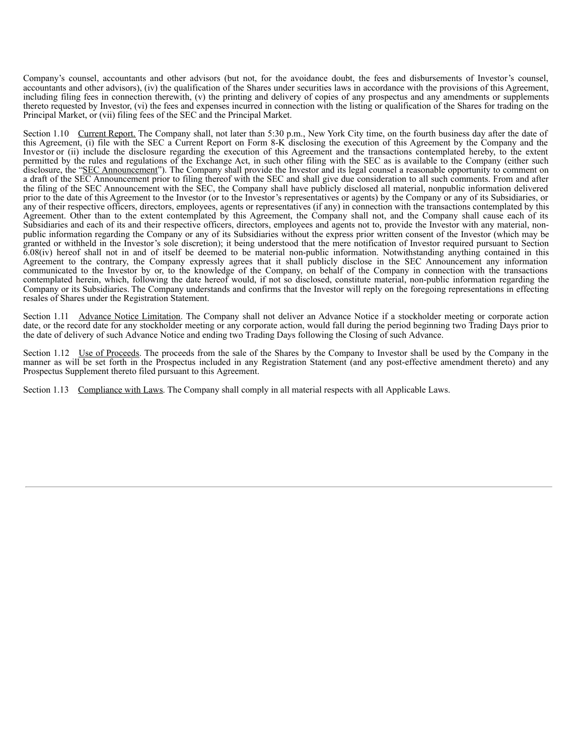Company's counsel, accountants and other advisors (but not, for the avoidance doubt, the fees and disbursements of Investor's counsel, accountants and other advisors), (iv) the qualification of the Shares under securities laws in accordance with the provisions of this Agreement, including filing fees in connection therewith, (v) the printing and delivery of copies of any prospectus and any amendments or supplements thereto requested by Investor, (vi) the fees and expenses incurred in connection with the listing or qualification of the Shares for trading on the Principal Market, or (vii) filing fees of the SEC and the Principal Market.

Section 1.10 Current Report. The Company shall, not later than 5:30 p.m., New York City time, on the fourth business day after the date of this Agreement, (i) file with the SEC a Current Report on Form 8-K disclosing the execution of this Agreement by the Company and the Investor or (ii) include the disclosure regarding the execution of this Agreement and the transactions contemplated hereby, to the extent permitted by the rules and regulations of the Exchange Act, in such other filing with the SEC as is available to the Company (either such disclosure, the "SEC Announcement"). The Company shall provide the Investor and its legal counsel a reasonable opportunity to comment on a draft of the SEC Announcement prior to filing thereof with the SEC and shall give due consideration to all such comments. From and after the filing of the SEC Announcement with the SEC, the Company shall have publicly disclosed all material, nonpublic information delivered prior to the date of this Agreement to the Investor (or to the Investor's representatives or agents) by the Company or any of its Subsidiaries, or any of their respective officers, directors, employees, agents or representatives (if any) in connection with the transactions contemplated by this Agreement. Other than to the extent contemplated by this Agreement, the Company shall not, and the Company shall cause each of its Subsidiaries and each of its and their respective officers, directors, employees and agents not to, provide the Investor with any material, non-public information regarding the Company or any of its Subsidiaries without the express prior written consent of the Investor (which may be granted or withheld in the Investor's sole discretion); it being understood that the mere notification of Investor required pursuant to Section 6.08(iv) hereof shall not in and of itself be deemed to be material non-public information. Notwithstanding anything contained in this Agreement to the contrary, the Company expressly agrees that it shall publicly disclose in the SEC Announcement any information communicated to the Investor by or, to the knowledge of the Company, on behalf of the Company in connection with the transactions contemplated herein, which, following the date hereof would, if not so disclosed, constitute material, non-public information regarding the Company or its Subsidiaries. The Company understands and confirms that the Investor will reply on the foregoing representations in effecting resales of Shares under the Registration Statement.

Section 1.11 Advance Notice Limitation. The Company shall not deliver an Advance Notice if a stockholder meeting or corporate action date, or the record date for any stockholder meeting or any corporate action, would fall during the period beginning two Trading Days prior to the date of delivery of such Advance Notice and ending two Trading Days following the Closing of such Advance.

Section 1.12 Use of Proceeds. The proceeds from the sale of the Shares by the Company to Investor shall be used by the Company in the manner as will be set forth in the Prospectus included in any Registration Statement (and any post-effective amendment thereto) and any Prospectus Supplement thereto filed pursuant to this Agreement.

Section 1.13 Compliance with Laws. The Company shall comply in all material respects with all Applicable Laws.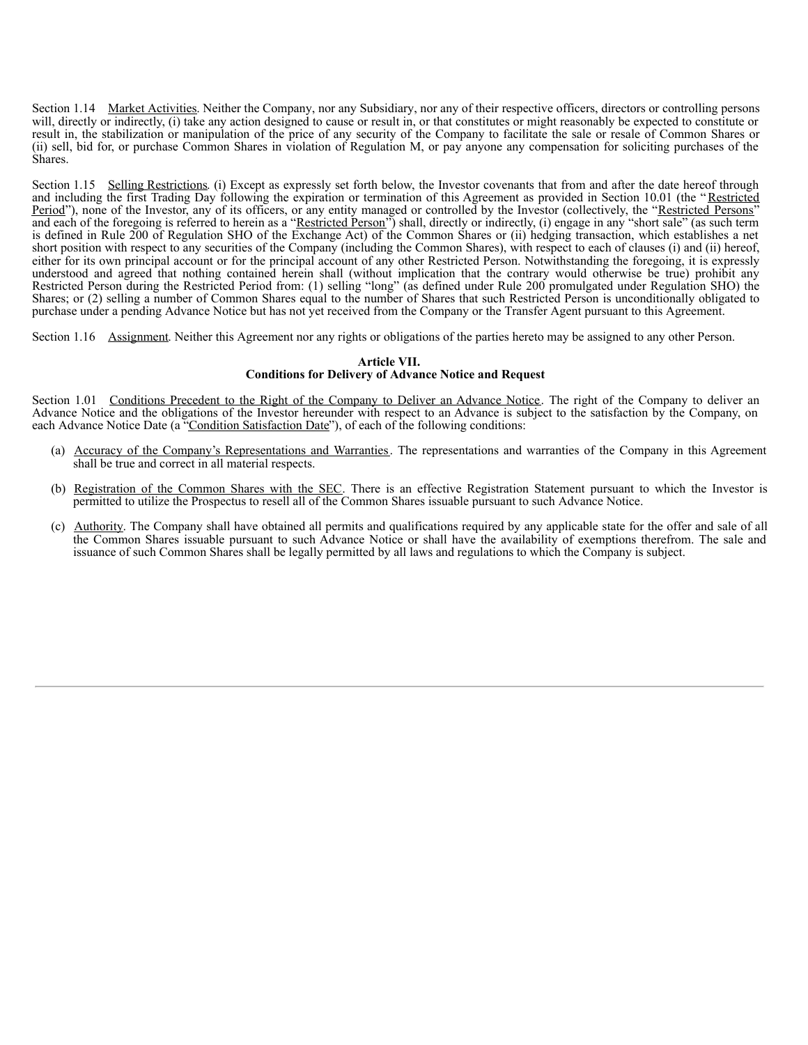Section 1.14 Market Activities. Neither the Company, nor any Subsidiary, nor any of their respective officers, directors or controlling persons will, directly or indirectly, (i) take any action designed to cause or result in, or that constitutes or might reasonably be expected to constitute or result in, the stabilization or manipulation of the price of any security of the Company to facilitate the sale or resale of Common Shares or (ii) sell, bid for, or purchase Common Shares in violation of Regulation M, or pay anyone any compensation for soliciting purchases of the Shares.

Section 1.15 Selling Restrictions. (i) Except as expressly set forth below, the Investor covenants that from and after the date hereof through and including the first Trading Day following the expiration or termination of this Agreement as provided in Section 10.01 (the "Restricted Period"), none of the Investor, any of its officers, or any entity managed or controlled by the Investor (collectively, the "Restricted Persons" and each of the foregoing is referred to herein as a "Restricted Person") shall, directly or indirectly, (i) engage in any "short sale" (as such term is defined in Rule 200 of Regulation SHO of the Exchange Act) of the Common Shares or (ii) hedging transaction, which establishes a net short position with respect to any securities of the Company (including the Common Shares), with respect to each of clauses (i) and (ii) hereof, either for its own principal account or for the principal account of any other Restricted Person. Notwithstanding the foregoing, it is expressly understood and agreed that nothing contained herein shall (without implication that the contrary would otherwise be true) prohibit any Restricted Person during the Restricted Period from: (1) selling "long" (as defined under Rule 200 promulgated under Regulation SHO) the Shares; or (2) selling a number of Common Shares equal to the number of Shares that such Restricted Person is unconditionally obligated to purchase under a pending Advance Notice but has not yet received from the Company or the Transfer Agent pursuant to this Agreement.

Section 1.16 Assignment. Neither this Agreement nor any rights or obligations of the parties hereto may be assigned to any other Person.

## Article VII.
## Conditions for Delivery of Advance Notice and Request

Section 1.01 Conditions Precedent to the Right of the Company to Deliver an Advance Notice. The right of the Company to deliver an Advance Notice and the obligations of the Investor hereunder with respect to an Advance is subject to the satisfaction by the Company, on each Advance Notice Date (a "Condition Satisfaction Date"), of each of the following conditions:

(a) Accuracy of the Company's Representations and Warranties. The representations and warranties of the Company in this Agreement shall be true and correct in all material respects.

(b) Registration of the Common Shares with the SEC. There is an effective Registration Statement pursuant to which the Investor is permitted to utilize the Prospectus to resell all of the Common Shares issuable pursuant to such Advance Notice.

(c) Authority. The Company shall have obtained all permits and qualifications required by any applicable state for the offer and sale of all the Common Shares issuable pursuant to such Advance Notice or shall have the availability of exemptions therefrom. The sale and issuance of such Common Shares shall be legally permitted by all laws and regulations to which the Company is subject.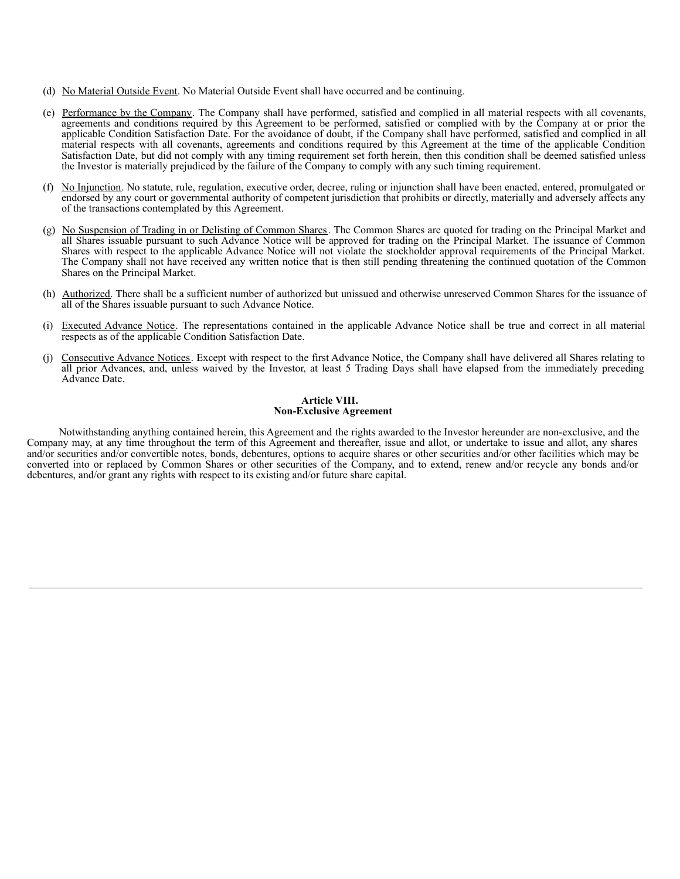(d) No Material Outside Event. No Material Outside Event shall have occurred and be continuing.

(e) Performance by the Company. The Company shall have performed, satisfied and complied in all material respects with all covenants, agreements and conditions required by this Agreement to be performed, satisfied or complied with by the Company at or prior the applicable Condition Satisfaction Date. For the avoidance of doubt, if the Company shall have performed, satisfied and complied in all material respects with all covenants, agreements and conditions required by this Agreement at the time of the applicable Condition Satisfaction Date, but did not comply with any timing requirement set forth herein, then this condition shall be deemed satisfied unless the Investor is materially prejudiced by the failure of the Company to comply with any such timing requirement.

(f) No Injunction. No statute, rule, regulation, executive order, decree, ruling or injunction shall have been enacted, entered, promulgated or endorsed by any court or governmental authority of competent jurisdiction that prohibits or directly, materially and adversely affects any of the transactions contemplated by this Agreement.

(g) No Suspension of Trading in or Delisting of Common Shares. The Common Shares are quoted for trading on the Principal Market and all Shares issuable pursuant to such Advance Notice will be approved for trading on the Principal Market. The issuance of Common Shares with respect to the applicable Advance Notice will not violate the stockholder approval requirements of the Principal Market. The Company shall not have received any written notice that is then still pending threatening the continued quotation of the Common Shares on the Principal Market.

(h) Authorized. There shall be a sufficient number of authorized but unissued and otherwise unreserved Common Shares for the issuance of all of the Shares issuable pursuant to such Advance Notice.

(i) Executed Advance Notice. The representations contained in the applicable Advance Notice shall be true and correct in all material respects as of the applicable Condition Satisfaction Date.

(j) Consecutive Advance Notices. Except with respect to the first Advance Notice, the Company shall have delivered all Shares relating to all prior Advances, and, unless waived by the Investor, at least 5 Trading Days shall have elapsed from the immediately preceding Advance Date.

## Article VIII.
## Non-Exclusive Agreement

Notwithstanding anything contained herein, this Agreement and the rights awarded to the Investor hereunder are non-exclusive, and the Company may, at any time throughout the term of this Agreement and thereafter, issue and allot, or undertake to issue and allot, any shares and/or securities and/or convertible notes, bonds, debentures, options to acquire shares or other securities and/or other facilities which may be converted into or replaced by Common Shares or other securities of the Company, and to extend, renew and/or recycle any bonds and/or debentures, and/or grant any rights with respect to its existing and/or future share capital.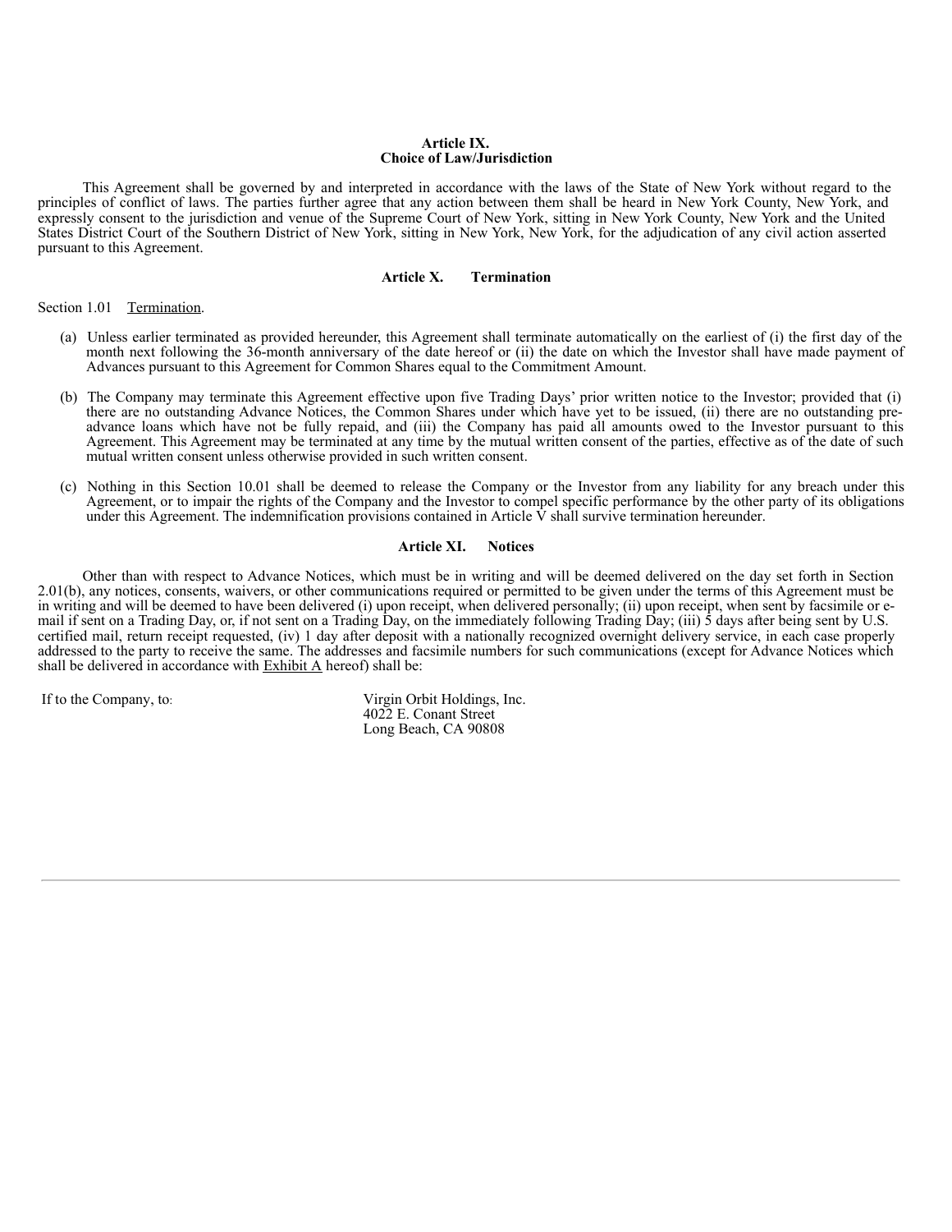## Article IX.
## Choice of Law/Jurisdiction

This Agreement shall be governed by and interpreted in accordance with the laws of the State of New York without regard to the principles of conflict of laws. The parties further agree that any action between them shall be heard in New York County, New York, and expressly consent to the jurisdiction and venue of the Supreme Court of New York, sitting in New York County, New York and the United States District Court of the Southern District of New York, sitting in New York, New York, for the adjudication of any civil action asserted pursuant to this Agreement.

## Article X. Termination

Section 1.01 Termination.

(a) Unless earlier terminated as provided hereunder, this Agreement shall terminate automatically on the earliest of (i) the first day of the month next following the 36-month anniversary of the date hereof or (ii) the date on which the Investor shall have made payment of Advances pursuant to this Agreement for Common Shares equal to the Commitment Amount.

(b) The Company may terminate this Agreement effective upon five Trading Days' prior written notice to the Investor; provided that (i) there are no outstanding Advance Notices, the Common Shares under which have yet to be issued, (ii) there are no outstanding pre-advance loans which have not be fully repaid, and (iii) the Company has paid all amounts owed to the Investor pursuant to this Agreement. This Agreement may be terminated at any time by the mutual written consent of the parties, effective as of the date of such mutual written consent unless otherwise provided in such written consent.

(c) Nothing in this Section 10.01 shall be deemed to release the Company or the Investor from any liability for any breach under this Agreement, or to impair the rights of the Company and the Investor to compel specific performance by the other party of its obligations under this Agreement. The indemnification provisions contained in Article V shall survive termination hereunder.

## Article XI. Notices

Other than with respect to Advance Notices, which must be in writing and will be deemed delivered on the day set forth in Section 2.01(b), any notices, consents, waivers, or other communications required or permitted to be given under the terms of this Agreement must be in writing and will be deemed to have been delivered (i) upon receipt, when delivered personally; (ii) upon receipt, when sent by facsimile or e-mail if sent on a Trading Day, or, if not sent on a Trading Day, on the immediately following Trading Day; (iii) 5 days after being sent by U.S. certified mail, return receipt requested, (iv) 1 day after deposit with a nationally recognized overnight delivery service, in each case properly addressed to the party to receive the same. The addresses and facsimile numbers for such communications (except for Advance Notices which shall be delivered in accordance with Exhibit A hereof) shall be:

If to the Company, to:

Virgin Orbit Holdings, Inc.
4022 E. Conant Street
Long Beach, CA 90808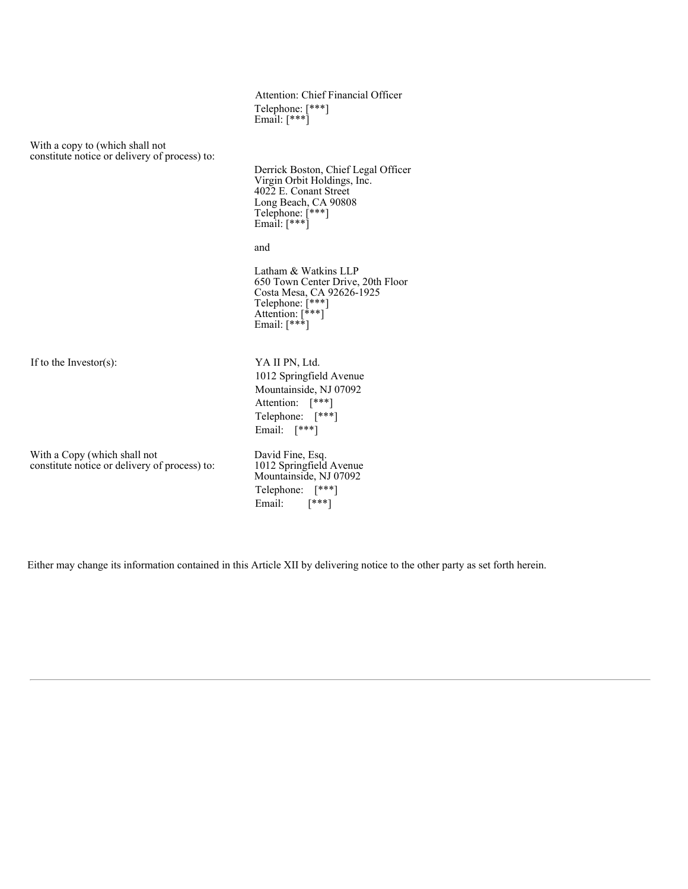Attention: Chief Financial Officer
Telephone: [***]
Email: [***]

With a copy to (which shall not constitute notice or delivery of process) to:

Derrick Boston, Chief Legal Officer
Virgin Orbit Holdings, Inc.
4022 E. Conant Street
Long Beach, CA 90808
Telephone: [***]
Email: [***]

and

Latham & Watkins LLP
650 Town Center Drive, 20th Floor
Costa Mesa, CA 92626-1925
Telephone: [***]
Attention: [***]
Email: [***]

If to the Investor(s):

YA II PN, Ltd.
1012 Springfield Avenue
Mountainside, NJ 07092
Attention: [***]
Telephone: [***]
Email: [***]

With a Copy (which shall not constitute notice or delivery of process) to:

David Fine, Esq.
1012 Springfield Avenue
Mountainside, NJ 07092
Telephone: [***]
Email: [***]

Either may change its information contained in this Article XII by delivering notice to the other party as set forth herein.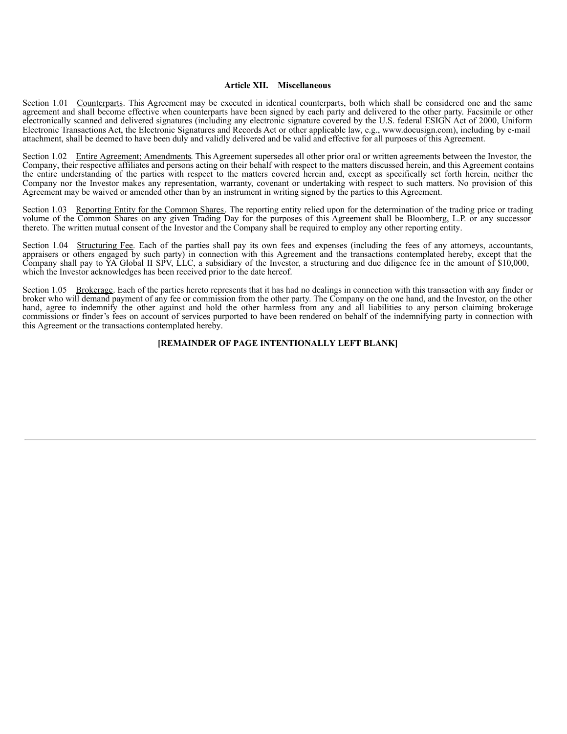### Article XII. Miscellaneous

Section 1.01 Counterparts. This Agreement may be executed in identical counterparts, both which shall be considered one and the same agreement and shall become effective when counterparts have been signed by each party and delivered to the other party. Facsimile or other electronically scanned and delivered signatures (including any electronic signature covered by the U.S. federal ESIGN Act of 2000, Uniform Electronic Transactions Act, the Electronic Signatures and Records Act or other applicable law, e.g., www.docusign.com), including by e-mail attachment, shall be deemed to have been duly and validly delivered and be valid and effective for all purposes of this Agreement.

Section 1.02 Entire Agreement; Amendments. This Agreement supersedes all other prior oral or written agreements between the Investor, the Company, their respective affiliates and persons acting on their behalf with respect to the matters discussed herein, and this Agreement contains the entire understanding of the parties with respect to the matters covered herein and, except as specifically set forth herein, neither the Company nor the Investor makes any representation, warranty, covenant or undertaking with respect to such matters. No provision of this Agreement may be waived or amended other than by an instrument in writing signed by the parties to this Agreement.

Section 1.03 Reporting Entity for the Common Shares. The reporting entity relied upon for the determination of the trading price or trading volume of the Common Shares on any given Trading Day for the purposes of this Agreement shall be Bloomberg, L.P. or any successor thereto. The written mutual consent of the Investor and the Company shall be required to employ any other reporting entity.

Section 1.04 Structuring Fee. Each of the parties shall pay its own fees and expenses (including the fees of any attorneys, accountants, appraisers or others engaged by such party) in connection with this Agreement and the transactions contemplated hereby, except that the Company shall pay to YA Global II SPV, LLC, a subsidiary of the Investor, a structuring and due diligence fee in the amount of $10,000, which the Investor acknowledges has been received prior to the date hereof.

Section 1.05 Brokerage. Each of the parties hereto represents that it has had no dealings in connection with this transaction with any finder or broker who will demand payment of any fee or commission from the other party. The Company on the one hand, and the Investor, on the other hand, agree to indemnify the other against and hold the other harmless from any and all liabilities to any person claiming brokerage commissions or finder's fees on account of services purported to have been rendered on behalf of the indemnifying party in connection with this Agreement or the transactions contemplated hereby.

**[REMAINDER OF PAGE INTENTIONALLY LEFT BLANK]**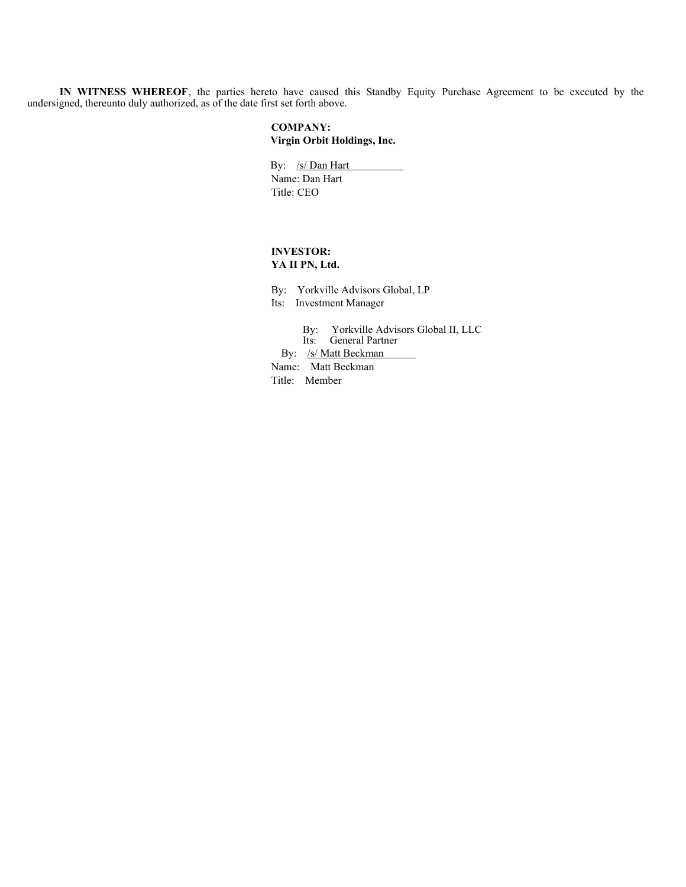**IN WITNESS WHEREOF**, the parties hereto have caused this Standby Equity Purchase Agreement to be executed by the undersigned, thereunto duly authorized, as of the date first set forth above.

**COMPANY:**
**Virgin Orbit Holdings, Inc.**

By: /s/ Dan Hart
Name: Dan Hart
Title: CEO

**INVESTOR:**
**YA II PN, Ltd.**

By: Yorkville Advisors Global, LP
Its: Investment Manager

By: Yorkville Advisors Global II, LLC
Its: General Partner

By: /s/ Matt Beckman
Name: Matt Beckman
Title: Member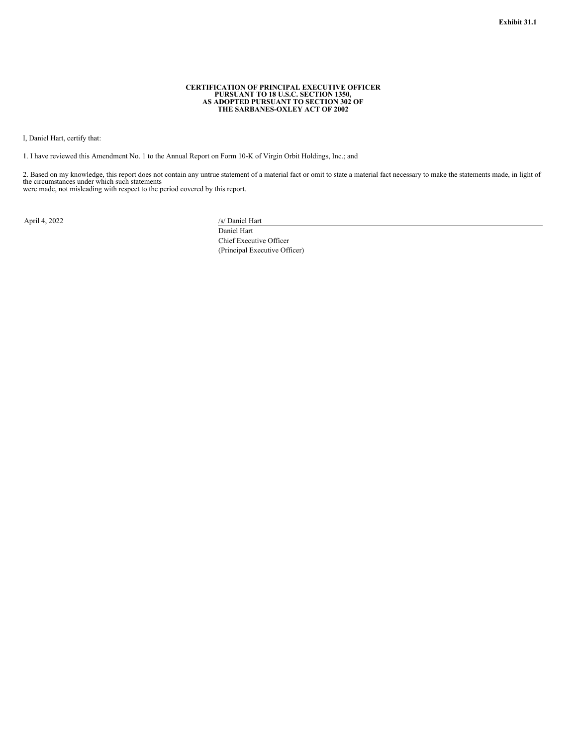**Exhibit 31.1**

**CERTIFICATION OF PRINCIPAL EXECUTIVE OFFICER
PURSUANT TO 18 U.S.C. SECTION 1350,
AS ADOPTED PURSUANT TO SECTION 302 OF
THE SARBANES-OXLEY ACT OF 2002**

I, Daniel Hart, certify that:

1. I have reviewed this Amendment No. 1 to the Annual Report on Form 10-K of Virgin Orbit Holdings, Inc.; and

2. Based on my knowledge, this report does not contain any untrue statement of a material fact or omit to state a material fact necessary to make the statements made, in light of the circumstances under which such statements were made, not misleading with respect to the period covered by this report.

April 4, 2022

/s/ Daniel Hart
Daniel Hart
Chief Executive Officer
(Principal Executive Officer)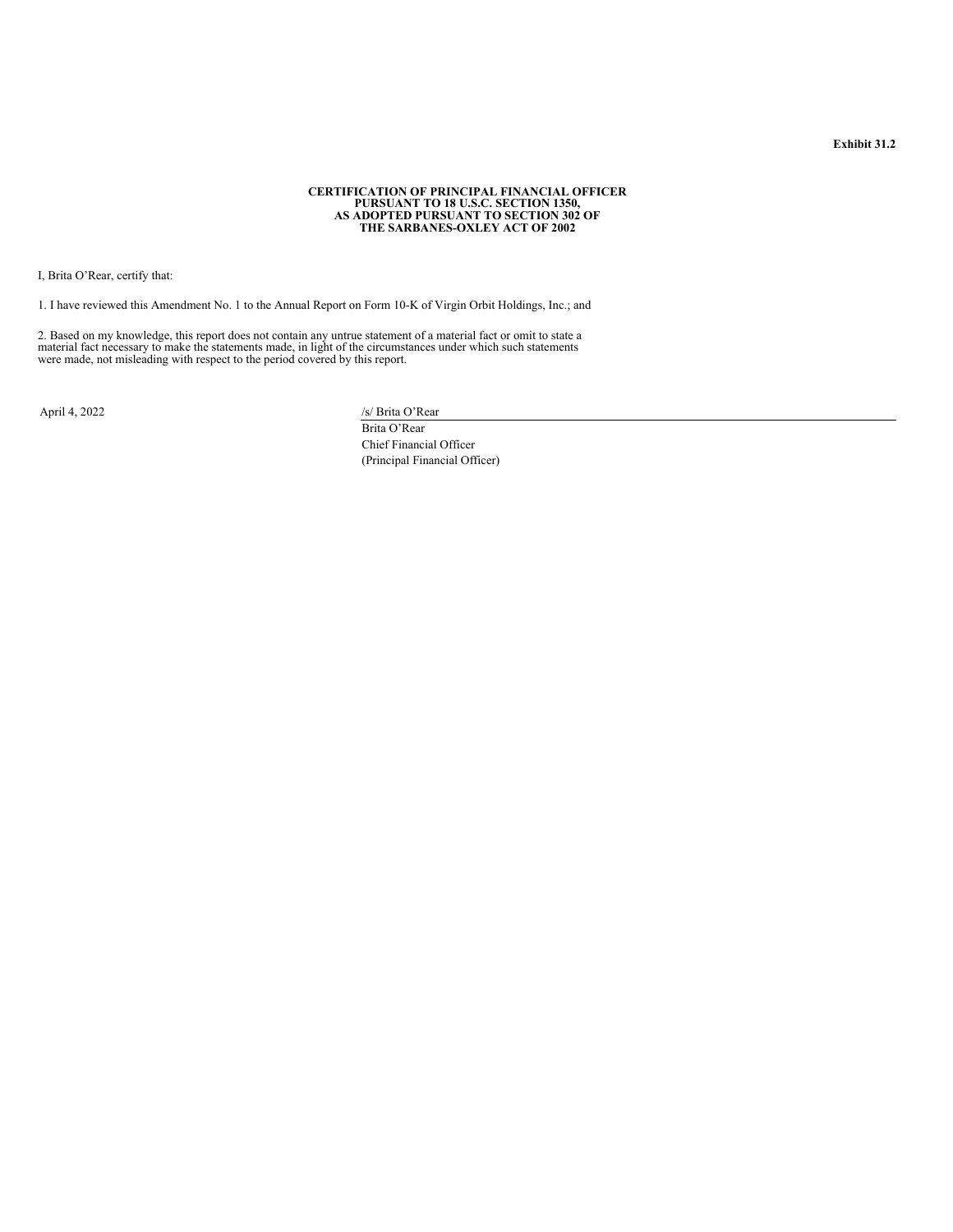**Exhibit 31.2**

**CERTIFICATION OF PRINCIPAL FINANCIAL OFFICER
PURSUANT TO 18 U.S.C. SECTION 1350,
AS ADOPTED PURSUANT TO SECTION 302 OF
THE SARBANES-OXLEY ACT OF 2002**

I, Brita O'Rear, certify that:

1. I have reviewed this Amendment No. 1 to the Annual Report on Form 10-K of Virgin Orbit Holdings, Inc.; and

2. Based on my knowledge, this report does not contain any untrue statement of a material fact or omit to state a material fact necessary to make the statements made, in light of the circumstances under which such statements were made, not misleading with respect to the period covered by this report.

April 4, 2022

/s/ Brita O'Rear
Brita O'Rear
Chief Financial Officer
(Principal Financial Officer)